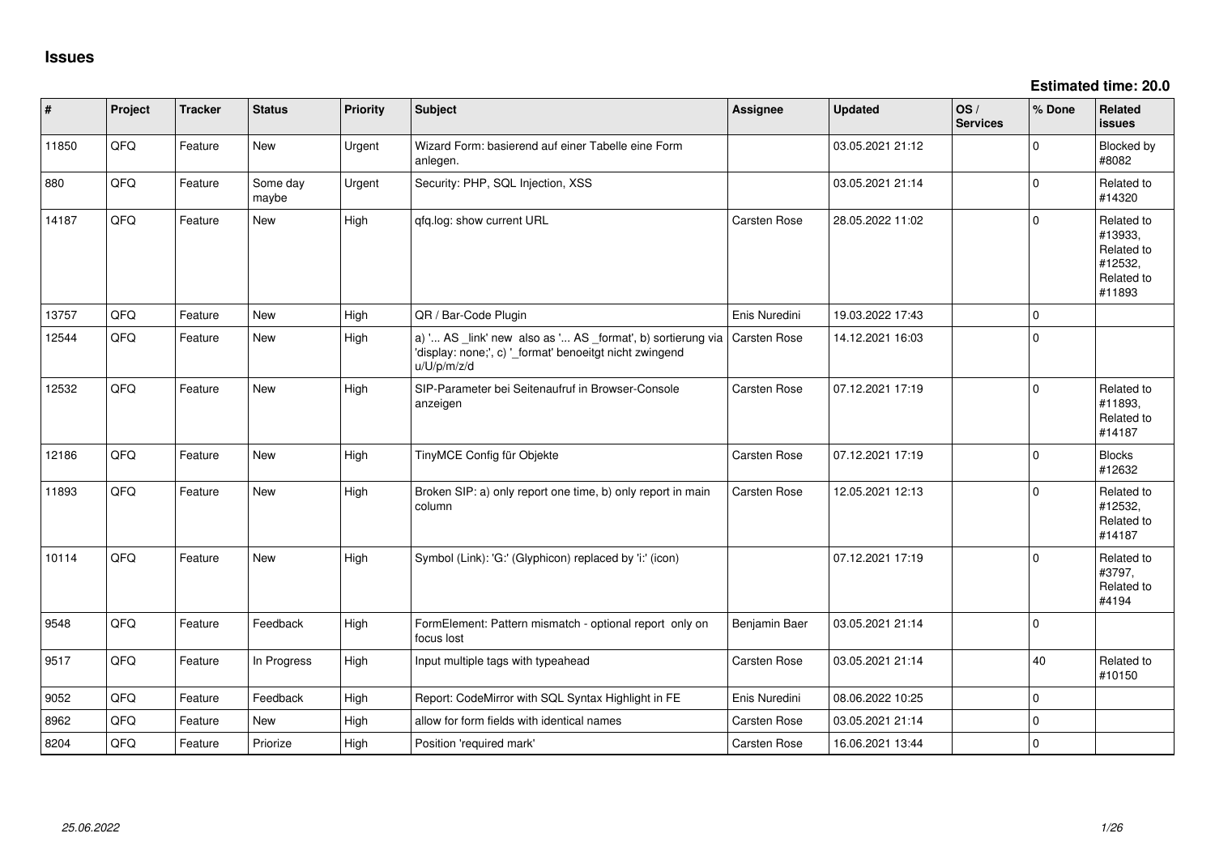# Issues

**Estimated time: 20.0**

| # | Project | Tracker | Status | Priority | Subject | Assignee | Updated | OS / Services | % Done | Related issues |
|---|---|---|---|---|---|---|---|---|---|---|
| 11850 | QFQ | Feature | New | Urgent | Wizard Form: basierend auf einer Tabelle eine Form anlegen. | | 03.05.2021 21:12 | | 0 | Blocked by #8082 |
| 880 | QFQ | Feature | Some day maybe | Urgent | Security: PHP, SQL Injection, XSS | | 03.05.2021 21:14 | | 0 | Related to #14320 |
| 14187 | QFQ | Feature | New | High | qfq.log: show current URL | Carsten Rose | 28.05.2022 11:02 | | 0 | Related to #13933, Related to #12532, Related to #11893 |
| 13757 | QFQ | Feature | New | High | QR / Bar-Code Plugin | Enis Nuredini | 19.03.2022 17:43 | | 0 | |
| 12544 | QFQ | Feature | New | High | a) '... AS _link' new also as '... AS _format', b) sortierung via 'display: none;', c) '_format' benoeitgt nicht zwingend u/U/p/m/z/d | Carsten Rose | 14.12.2021 16:03 | | 0 | |
| 12532 | QFQ | Feature | New | High | SIP-Parameter bei Seitenaufruf in Browser-Console anzeigen | Carsten Rose | 07.12.2021 17:19 | | 0 | Related to #11893, Related to #14187 |
| 12186 | QFQ | Feature | New | High | TinyMCE Config für Objekte | Carsten Rose | 07.12.2021 17:19 | | 0 | Blocks #12632 |
| 11893 | QFQ | Feature | New | High | Broken SIP: a) only report one time, b) only report in main column | Carsten Rose | 12.05.2021 12:13 | | 0 | Related to #12532, Related to #14187 |
| 10114 | QFQ | Feature | New | High | Symbol (Link): 'G:' (Glyphicon) replaced by 'i:' (icon) | | 07.12.2021 17:19 | | 0 | Related to #3797, Related to #4194 |
| 9548 | QFQ | Feature | Feedback | High | FormElement: Pattern mismatch - optional report only on focus lost | Benjamin Baer | 03.05.2021 21:14 | | 0 | |
| 9517 | QFQ | Feature | In Progress | High | Input multiple tags with typeahead | Carsten Rose | 03.05.2021 21:14 | | 40 | Related to #10150 |
| 9052 | QFQ | Feature | Feedback | High | Report: CodeMirror with SQL Syntax Highlight in FE | Enis Nuredini | 08.06.2022 10:25 | | 0 | |
| 8962 | QFQ | Feature | New | High | allow for form fields with identical names | Carsten Rose | 03.05.2021 21:14 | | 0 | |
| 8204 | QFQ | Feature | Priorize | High | Position 'required mark' | Carsten Rose | 16.06.2021 13:44 | | 0 | |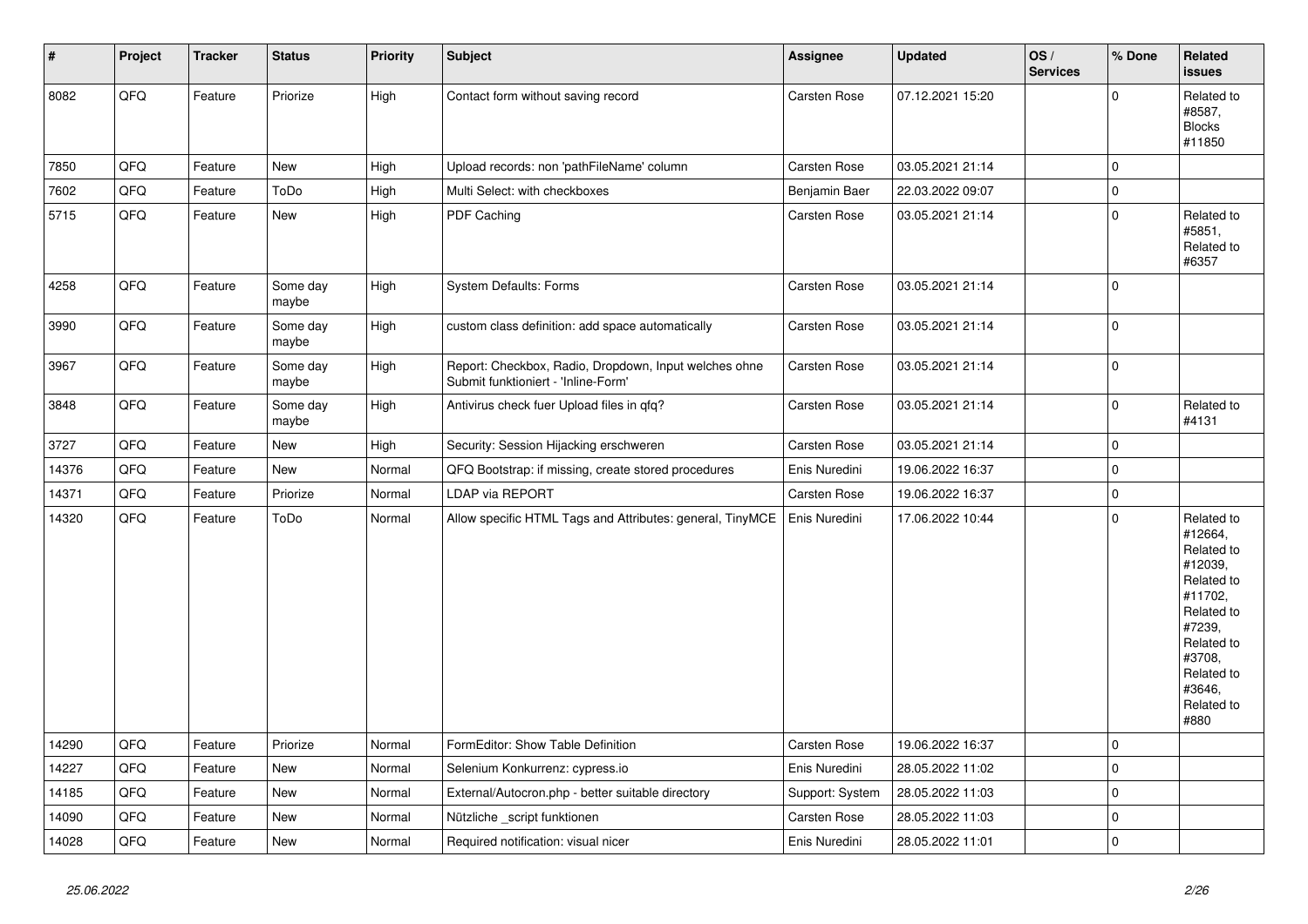| # | Project | Tracker | Status | Priority | Subject | Assignee | Updated | OS / Services | % Done | Related issues |
|---|---|---|---|---|---|---|---|---|---|---|
| 8082 | QFQ | Feature | Priorize | High | Contact form without saving record | Carsten Rose | 07.12.2021 15:20 | | 0 | Related to #8587, Blocks #11850 |
| 7850 | QFQ | Feature | New | High | Upload records: non 'pathFileName' column | Carsten Rose | 03.05.2021 21:14 | | 0 | |
| 7602 | QFQ | Feature | ToDo | High | Multi Select: with checkboxes | Benjamin Baer | 22.03.2022 09:07 | | 0 | |
| 5715 | QFQ | Feature | New | High | PDF Caching | Carsten Rose | 03.05.2021 21:14 | | 0 | Related to #5851, Related to #6357 |
| 4258 | QFQ | Feature | Some day maybe | High | System Defaults: Forms | Carsten Rose | 03.05.2021 21:14 | | 0 | |
| 3990 | QFQ | Feature | Some day maybe | High | custom class definition: add space automatically | Carsten Rose | 03.05.2021 21:14 | | 0 | |
| 3967 | QFQ | Feature | Some day maybe | High | Report: Checkbox, Radio, Dropdown, Input welches ohne Submit funktioniert - 'Inline-Form' | Carsten Rose | 03.05.2021 21:14 | | 0 | |
| 3848 | QFQ | Feature | Some day maybe | High | Antivirus check fuer Upload files in qfq? | Carsten Rose | 03.05.2021 21:14 | | 0 | Related to #4131 |
| 3727 | QFQ | Feature | New | High | Security: Session Hijacking erschweren | Carsten Rose | 03.05.2021 21:14 | | 0 | |
| 14376 | QFQ | Feature | New | Normal | QFQ Bootstrap: if missing, create stored procedures | Enis Nuredini | 19.06.2022 16:37 | | 0 | |
| 14371 | QFQ | Feature | Priorize | Normal | LDAP via REPORT | Carsten Rose | 19.06.2022 16:37 | | 0 | |
| 14320 | QFQ | Feature | ToDo | Normal | Allow specific HTML Tags and Attributes: general, TinyMCE | Enis Nuredini | 17.06.2022 10:44 | | 0 | Related to #12664, Related to #12039, Related to #11702, Related to #7239, Related to #3708, Related to #3646, Related to #880 |
| 14290 | QFQ | Feature | Priorize | Normal | FormEditor: Show Table Definition | Carsten Rose | 19.06.2022 16:37 | | 0 | |
| 14227 | QFQ | Feature | New | Normal | Selenium Konkurrenz: cypress.io | Enis Nuredini | 28.05.2022 11:02 | | 0 | |
| 14185 | QFQ | Feature | New | Normal | External/Autocron.php - better suitable directory | Support: System | 28.05.2022 11:03 | | 0 | |
| 14090 | QFQ | Feature | New | Normal | Nützliche _script funktionen | Carsten Rose | 28.05.2022 11:03 | | 0 | |
| 14028 | QFQ | Feature | New | Normal | Required notification: visual nicer | Enis Nuredini | 28.05.2022 11:01 | | 0 | |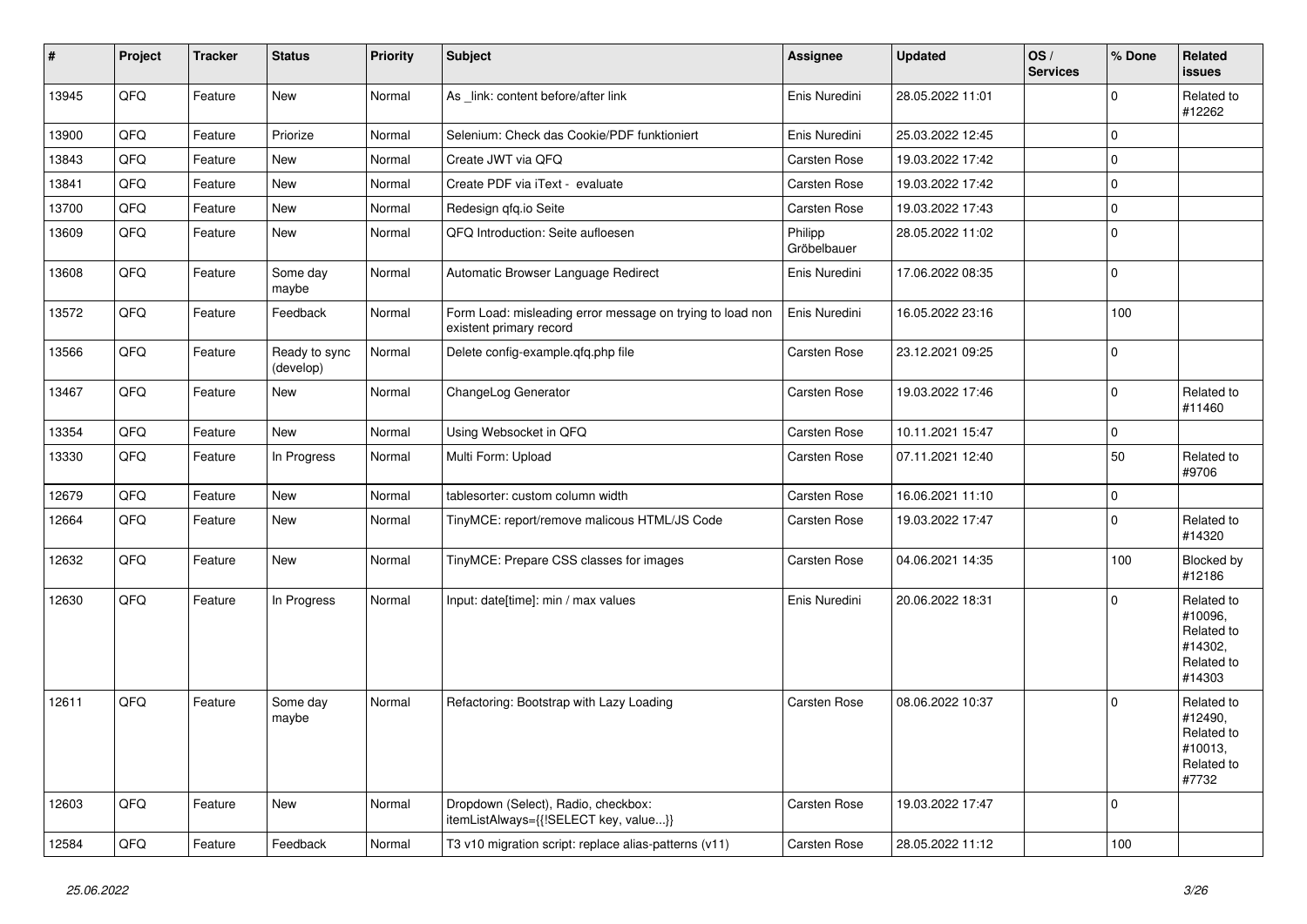| # | Project | Tracker | Status | Priority | Subject | Assignee | Updated | OS / Services | % Done | Related issues |
|---|---|---|---|---|---|---|---|---|---|---|
| 13945 | QFQ | Feature | New | Normal | As _link: content before/after link | Enis Nuredini | 28.05.2022 11:01 | | 0 | Related to #12262 |
| 13900 | QFQ | Feature | Priorize | Normal | Selenium: Check das Cookie/PDF funktioniert | Enis Nuredini | 25.03.2022 12:45 | | 0 | |
| 13843 | QFQ | Feature | New | Normal | Create JWT via QFQ | Carsten Rose | 19.03.2022 17:42 | | 0 | |
| 13841 | QFQ | Feature | New | Normal | Create PDF via iText - evaluate | Carsten Rose | 19.03.2022 17:42 | | 0 | |
| 13700 | QFQ | Feature | New | Normal | Redesign qfq.io Seite | Carsten Rose | 19.03.2022 17:43 | | 0 | |
| 13609 | QFQ | Feature | New | Normal | QFQ Introduction: Seite aufloesen | Philipp Gröbelbauer | 28.05.2022 11:02 | | 0 | |
| 13608 | QFQ | Feature | Some day maybe | Normal | Automatic Browser Language Redirect | Enis Nuredini | 17.06.2022 08:35 | | 0 | |
| 13572 | QFQ | Feature | Feedback | Normal | Form Load: misleading error message on trying to load non existent primary record | Enis Nuredini | 16.05.2022 23:16 | | 100 | |
| 13566 | QFQ | Feature | Ready to sync (develop) | Normal | Delete config-example.qfq.php file | Carsten Rose | 23.12.2021 09:25 | | 0 | |
| 13467 | QFQ | Feature | New | Normal | ChangeLog Generator | Carsten Rose | 19.03.2022 17:46 | | 0 | Related to #11460 |
| 13354 | QFQ | Feature | New | Normal | Using Websocket in QFQ | Carsten Rose | 10.11.2021 15:47 | | 0 | |
| 13330 | QFQ | Feature | In Progress | Normal | Multi Form: Upload | Carsten Rose | 07.11.2021 12:40 | | 50 | Related to #9706 |
| 12679 | QFQ | Feature | New | Normal | tablesorter: custom column width | Carsten Rose | 16.06.2021 11:10 | | 0 | |
| 12664 | QFQ | Feature | New | Normal | TinyMCE: report/remove malicous HTML/JS Code | Carsten Rose | 19.03.2022 17:47 | | 0 | Related to #14320 |
| 12632 | QFQ | Feature | New | Normal | TinyMCE: Prepare CSS classes for images | Carsten Rose | 04.06.2021 14:35 | | 100 | Blocked by #12186 |
| 12630 | QFQ | Feature | In Progress | Normal | Input: date[time]: min / max values | Enis Nuredini | 20.06.2022 18:31 | | 0 | Related to #10096, Related to #14302, Related to #14303 |
| 12611 | QFQ | Feature | Some day maybe | Normal | Refactoring: Bootstrap with Lazy Loading | Carsten Rose | 08.06.2022 10:37 | | 0 | Related to #12490, Related to #10013, Related to #7732 |
| 12603 | QFQ | Feature | New | Normal | Dropdown (Select), Radio, checkbox: itemListAlways={{!SELECT key, value...}} | Carsten Rose | 19.03.2022 17:47 | | 0 | |
| 12584 | QFQ | Feature | Feedback | Normal | T3 v10 migration script: replace alias-patterns (v11) | Carsten Rose | 28.05.2022 11:12 | | 100 | |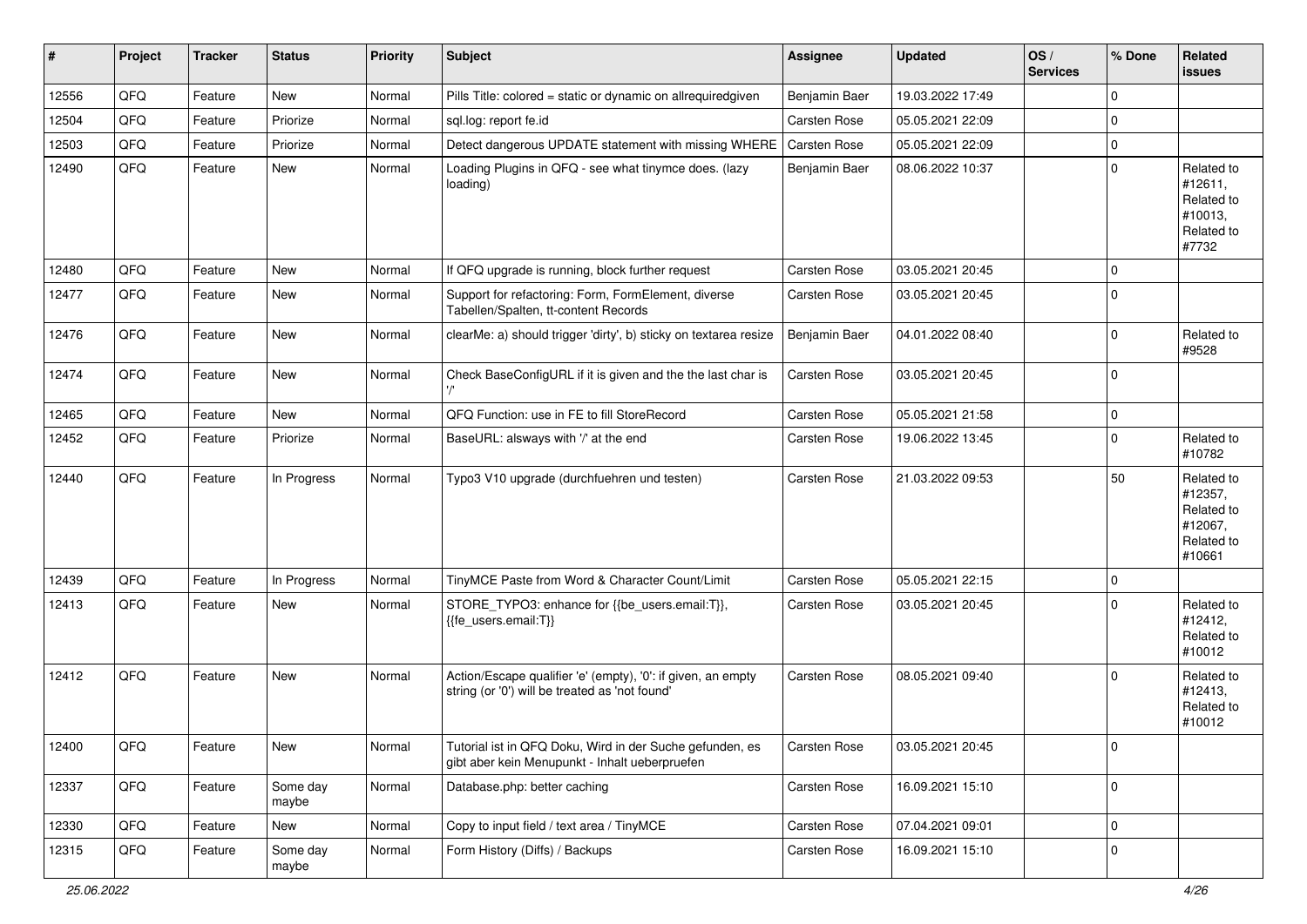| # | Project | Tracker | Status | Priority | Subject | Assignee | Updated | OS / Services | % Done | Related issues |
|---|---|---|---|---|---|---|---|---|---|---|
| 12556 | QFQ | Feature | New | Normal | Pills Title: colored = static or dynamic on allrequiredgiven | Benjamin Baer | 19.03.2022 17:49 | | 0 | |
| 12504 | QFQ | Feature | Priorize | Normal | sql.log: report fe.id | Carsten Rose | 05.05.2021 22:09 | | 0 | |
| 12503 | QFQ | Feature | Priorize | Normal | Detect dangerous UPDATE statement with missing WHERE | Carsten Rose | 05.05.2021 22:09 | | 0 | |
| 12490 | QFQ | Feature | New | Normal | Loading Plugins in QFQ - see what tinymce does. (lazy loading) | Benjamin Baer | 08.06.2022 10:37 | | 0 | Related to #12611, Related to #10013, Related to #7732 |
| 12480 | QFQ | Feature | New | Normal | If QFQ upgrade is running, block further request | Carsten Rose | 03.05.2021 20:45 | | 0 | |
| 12477 | QFQ | Feature | New | Normal | Support for refactoring: Form, FormElement, diverse Tabellen/Spalten, tt-content Records | Carsten Rose | 03.05.2021 20:45 | | 0 | |
| 12476 | QFQ | Feature | New | Normal | clearMe: a) should trigger 'dirty', b) sticky on textarea resize | Benjamin Baer | 04.01.2022 08:40 | | 0 | Related to #9528 |
| 12474 | QFQ | Feature | New | Normal | Check BaseConfigURL if it is given and the the last char is '/' | Carsten Rose | 03.05.2021 20:45 | | 0 | |
| 12465 | QFQ | Feature | New | Normal | QFQ Function: use in FE to fill StoreRecord | Carsten Rose | 05.05.2021 21:58 | | 0 | |
| 12452 | QFQ | Feature | Priorize | Normal | BaseURL: alsways with '/' at the end | Carsten Rose | 19.06.2022 13:45 | | 0 | Related to #10782 |
| 12440 | QFQ | Feature | In Progress | Normal | Typo3 V10 upgrade (durchfuehren und testen) | Carsten Rose | 21.03.2022 09:53 | | 50 | Related to #12357, Related to #12067, Related to #10661 |
| 12439 | QFQ | Feature | In Progress | Normal | TinyMCE Paste from Word & Character Count/Limit | Carsten Rose | 05.05.2021 22:15 | | 0 | |
| 12413 | QFQ | Feature | New | Normal | STORE_TYPO3: enhance for {{be_users.email:T}}, {{fe_users.email:T}} | Carsten Rose | 03.05.2021 20:45 | | 0 | Related to #12412, Related to #10012 |
| 12412 | QFQ | Feature | New | Normal | Action/Escape qualifier 'e' (empty), '0': if given, an empty string (or '0') will be treated as 'not found' | Carsten Rose | 08.05.2021 09:40 | | 0 | Related to #12413, Related to #10012 |
| 12400 | QFQ | Feature | New | Normal | Tutorial ist in QFQ Doku, Wird in der Suche gefunden, es gibt aber kein Menupunkt - Inhalt ueberpruefen | Carsten Rose | 03.05.2021 20:45 | | 0 | |
| 12337 | QFQ | Feature | Some day maybe | Normal | Database.php: better caching | Carsten Rose | 16.09.2021 15:10 | | 0 | |
| 12330 | QFQ | Feature | New | Normal | Copy to input field / text area / TinyMCE | Carsten Rose | 07.04.2021 09:01 | | 0 | |
| 12315 | QFQ | Feature | Some day maybe | Normal | Form History (Diffs) / Backups | Carsten Rose | 16.09.2021 15:10 | | 0 | |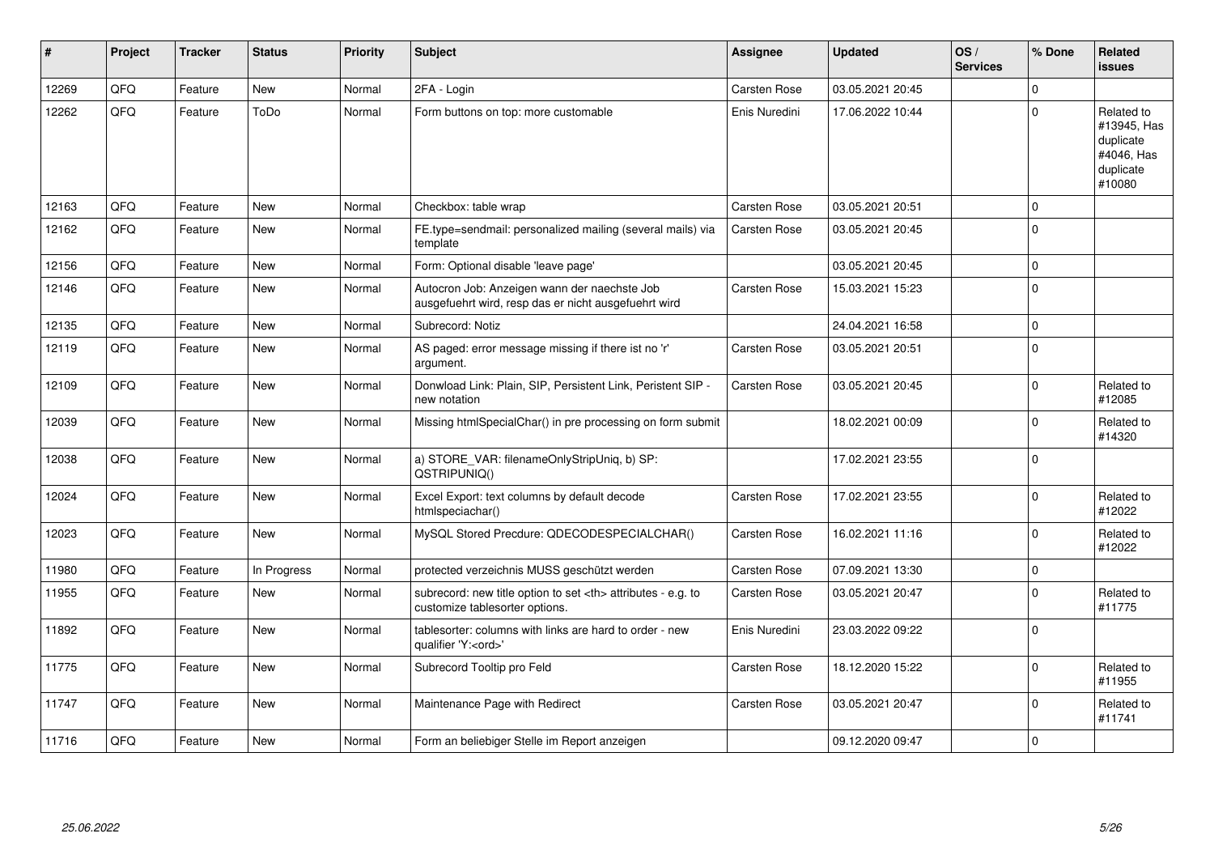| # | Project | Tracker | Status | Priority | Subject | Assignee | Updated | OS / Services | % Done | Related issues |
|---|---|---|---|---|---|---|---|---|---|---|
| 12269 | QFQ | Feature | New | Normal | 2FA - Login | Carsten Rose | 03.05.2021 20:45 | | 0 | |
| 12262 | QFQ | Feature | ToDo | Normal | Form buttons on top: more customable | Enis Nuredini | 17.06.2022 10:44 | | 0 | Related to #13945, Has duplicate #4046, Has duplicate #10080 |
| 12163 | QFQ | Feature | New | Normal | Checkbox: table wrap | Carsten Rose | 03.05.2021 20:51 | | 0 | |
| 12162 | QFQ | Feature | New | Normal | FE.type=sendmail: personalized mailing (several mails) via template | Carsten Rose | 03.05.2021 20:45 | | 0 | |
| 12156 | QFQ | Feature | New | Normal | Form: Optional disable 'leave page' | | 03.05.2021 20:45 | | 0 | |
| 12146 | QFQ | Feature | New | Normal | Autocron Job: Anzeigen wann der naechste Job ausgefuehrt wird, resp das er nicht ausgefuehrt wird | Carsten Rose | 15.03.2021 15:23 | | 0 | |
| 12135 | QFQ | Feature | New | Normal | Subrecord: Notiz | | 24.04.2021 16:58 | | 0 | |
| 12119 | QFQ | Feature | New | Normal | AS paged: error message missing if there ist no 'r' argument. | Carsten Rose | 03.05.2021 20:51 | | 0 | |
| 12109 | QFQ | Feature | New | Normal | Donwload Link: Plain, SIP, Persistent Link, Peristent SIP - new notation | Carsten Rose | 03.05.2021 20:45 | | 0 | Related to #12085 |
| 12039 | QFQ | Feature | New | Normal | Missing htmlSpecialChar() in pre processing on form submit | | 18.02.2021 00:09 | | 0 | Related to #14320 |
| 12038 | QFQ | Feature | New | Normal | a) STORE_VAR: filenameOnlyStripUniq, b) SP: QSTRIPUNIQ() | | 17.02.2021 23:55 | | 0 | |
| 12024 | QFQ | Feature | New | Normal | Excel Export: text columns by default decode htmlspeciachar() | Carsten Rose | 17.02.2021 23:55 | | 0 | Related to #12022 |
| 12023 | QFQ | Feature | New | Normal | MySQL Stored Precdure: QDECODESPECIALCHAR() | Carsten Rose | 16.02.2021 11:16 | | 0 | Related to #12022 |
| 11980 | QFQ | Feature | In Progress | Normal | protected verzeichnis MUSS geschützt werden | Carsten Rose | 07.09.2021 13:30 | | 0 | |
| 11955 | QFQ | Feature | New | Normal | subrecord: new title option to set <th> attributes - e.g. to customize tablesorter options. | Carsten Rose | 03.05.2021 20:47 | | 0 | Related to #11775 |
| 11892 | QFQ | Feature | New | Normal | tablesorter: columns with links are hard to order - new qualifier 'Y:<ord>' | Enis Nuredini | 23.03.2022 09:22 | | 0 | |
| 11775 | QFQ | Feature | New | Normal | Subrecord Tooltip pro Feld | Carsten Rose | 18.12.2020 15:22 | | 0 | Related to #11955 |
| 11747 | QFQ | Feature | New | Normal | Maintenance Page with Redirect | Carsten Rose | 03.05.2021 20:47 | | 0 | Related to #11741 |
| 11716 | QFQ | Feature | New | Normal | Form an beliebiger Stelle im Report anzeigen | | 09.12.2020 09:47 | | 0 | |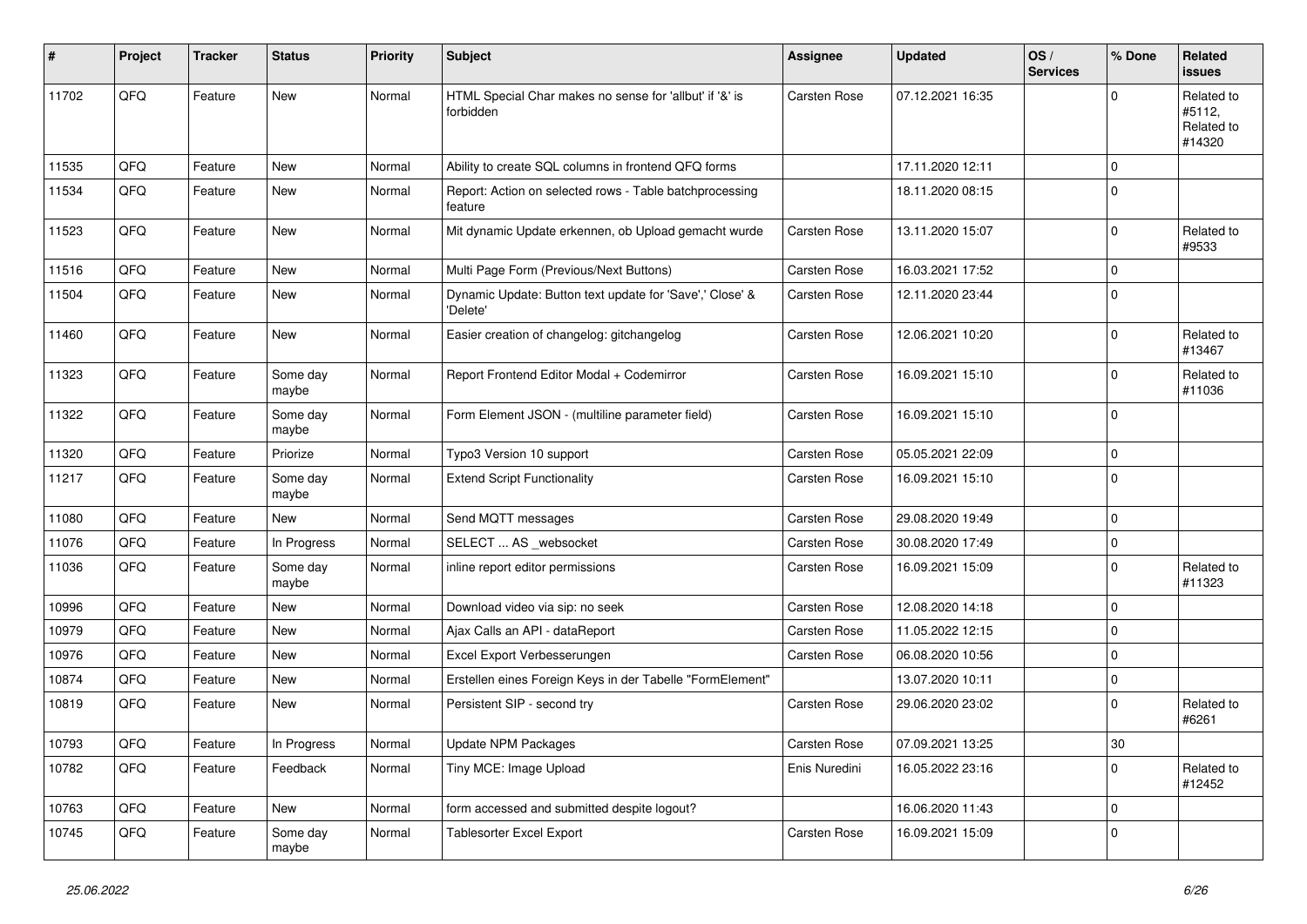| # | Project | Tracker | Status | Priority | Subject | Assignee | Updated | OS / Services | % Done | Related issues |
|---|---|---|---|---|---|---|---|---|---|---|
| 11702 | QFQ | Feature | New | Normal | HTML Special Char makes no sense for 'allbut' if '&' is forbidden | Carsten Rose | 07.12.2021 16:35 | | 0 | Related to #5112, Related to #14320 |
| 11535 | QFQ | Feature | New | Normal | Ability to create SQL columns in frontend QFQ forms | | 17.11.2020 12:11 | | 0 | |
| 11534 | QFQ | Feature | New | Normal | Report: Action on selected rows - Table batchprocessing feature | | 18.11.2020 08:15 | | 0 | |
| 11523 | QFQ | Feature | New | Normal | Mit dynamic Update erkennen, ob Upload gemacht wurde | Carsten Rose | 13.11.2020 15:07 | | 0 | Related to #9533 |
| 11516 | QFQ | Feature | New | Normal | Multi Page Form (Previous/Next Buttons) | Carsten Rose | 16.03.2021 17:52 | | 0 | |
| 11504 | QFQ | Feature | New | Normal | Dynamic Update: Button text update for 'Save',' Close' & 'Delete' | Carsten Rose | 12.11.2020 23:44 | | 0 | |
| 11460 | QFQ | Feature | New | Normal | Easier creation of changelog: gitchangelog | Carsten Rose | 12.06.2021 10:20 | | 0 | Related to #13467 |
| 11323 | QFQ | Feature | Some day maybe | Normal | Report Frontend Editor Modal + Codemirror | Carsten Rose | 16.09.2021 15:10 | | 0 | Related to #11036 |
| 11322 | QFQ | Feature | Some day maybe | Normal | Form Element JSON - (multiline parameter field) | Carsten Rose | 16.09.2021 15:10 | | 0 | |
| 11320 | QFQ | Feature | Priorize | Normal | Typo3 Version 10 support | Carsten Rose | 05.05.2021 22:09 | | 0 | |
| 11217 | QFQ | Feature | Some day maybe | Normal | Extend Script Functionality | Carsten Rose | 16.09.2021 15:10 | | 0 | |
| 11080 | QFQ | Feature | New | Normal | Send MQTT messages | Carsten Rose | 29.08.2020 19:49 | | 0 | |
| 11076 | QFQ | Feature | In Progress | Normal | SELECT ... AS _websocket | Carsten Rose | 30.08.2020 17:49 | | 0 | |
| 11036 | QFQ | Feature | Some day maybe | Normal | inline report editor permissions | Carsten Rose | 16.09.2021 15:09 | | 0 | Related to #11323 |
| 10996 | QFQ | Feature | New | Normal | Download video via sip: no seek | Carsten Rose | 12.08.2020 14:18 | | 0 | |
| 10979 | QFQ | Feature | New | Normal | Ajax Calls an API - dataReport | Carsten Rose | 11.05.2022 12:15 | | 0 | |
| 10976 | QFQ | Feature | New | Normal | Excel Export Verbesserungen | Carsten Rose | 06.08.2020 10:56 | | 0 | |
| 10874 | QFQ | Feature | New | Normal | Erstellen eines Foreign Keys in der Tabelle "FormElement" | | 13.07.2020 10:11 | | 0 | |
| 10819 | QFQ | Feature | New | Normal | Persistent SIP - second try | Carsten Rose | 29.06.2020 23:02 | | 0 | Related to #6261 |
| 10793 | QFQ | Feature | In Progress | Normal | Update NPM Packages | Carsten Rose | 07.09.2021 13:25 | | 30 | |
| 10782 | QFQ | Feature | Feedback | Normal | Tiny MCE: Image Upload | Enis Nuredini | 16.05.2022 23:16 | | 0 | Related to #12452 |
| 10763 | QFQ | Feature | New | Normal | form accessed and submitted despite logout? | | 16.06.2020 11:43 | | 0 | |
| 10745 | QFQ | Feature | Some day maybe | Normal | Tablesorter Excel Export | Carsten Rose | 16.09.2021 15:09 | | 0 | |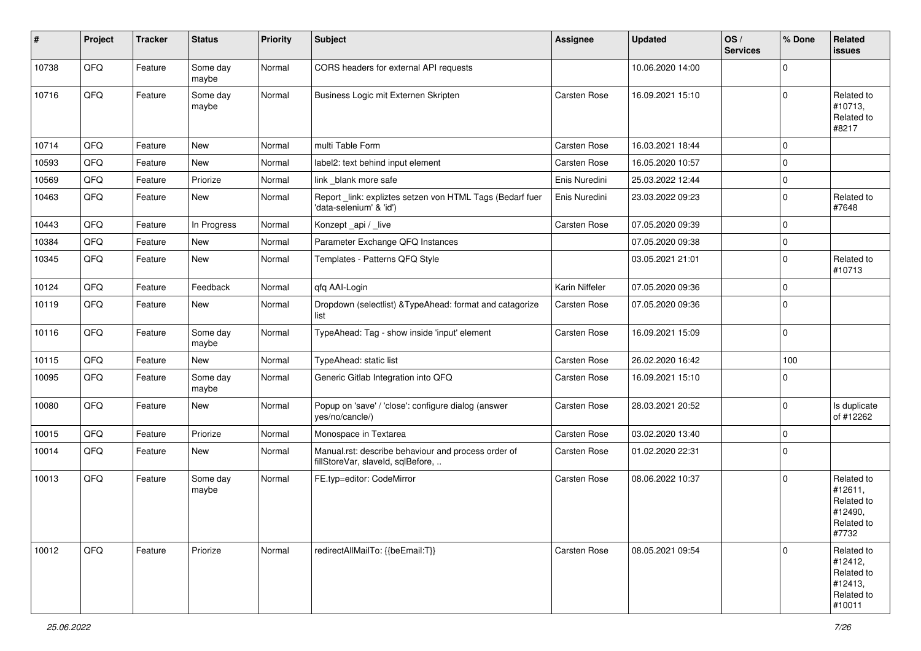| # | Project | Tracker | Status | Priority | Subject | Assignee | Updated | OS / Services | % Done | Related issues |
|---|---|---|---|---|---|---|---|---|---|---|
| 10738 | QFQ | Feature | Some day maybe | Normal | CORS headers for external API requests | | 10.06.2020 14:00 | | 0 | |
| 10716 | QFQ | Feature | Some day maybe | Normal | Business Logic mit Externen Skripten | Carsten Rose | 16.09.2021 15:10 | | 0 | Related to #10713, Related to #8217 |
| 10714 | QFQ | Feature | New | Normal | multi Table Form | Carsten Rose | 16.03.2021 18:44 | | 0 | |
| 10593 | QFQ | Feature | New | Normal | label2: text behind input element | Carsten Rose | 16.05.2020 10:57 | | 0 | |
| 10569 | QFQ | Feature | Priorize | Normal | link _blank more safe | Enis Nuredini | 25.03.2022 12:44 | | 0 | |
| 10463 | QFQ | Feature | New | Normal | Report _link: expliztes setzen von HTML Tags (Bedarf fuer 'data-selenium' & 'id') | Enis Nuredini | 23.03.2022 09:23 | | 0 | Related to #7648 |
| 10443 | QFQ | Feature | In Progress | Normal | Konzept _api / _live | Carsten Rose | 07.05.2020 09:39 | | 0 | |
| 10384 | QFQ | Feature | New | Normal | Parameter Exchange QFQ Instances | | 07.05.2020 09:38 | | 0 | |
| 10345 | QFQ | Feature | New | Normal | Templates - Patterns QFQ Style | | 03.05.2021 21:01 | | 0 | Related to #10713 |
| 10124 | QFQ | Feature | Feedback | Normal | qfq AAI-Login | Karin Niffeler | 07.05.2020 09:36 | | 0 | |
| 10119 | QFQ | Feature | New | Normal | Dropdown (selectlist) &TypeAhead: format and catagorize list | Carsten Rose | 07.05.2020 09:36 | | 0 | |
| 10116 | QFQ | Feature | Some day maybe | Normal | TypeAhead: Tag - show inside 'input' element | Carsten Rose | 16.09.2021 15:09 | | 0 | |
| 10115 | QFQ | Feature | New | Normal | TypeAhead: static list | Carsten Rose | 26.02.2020 16:42 | | 100 | |
| 10095 | QFQ | Feature | Some day maybe | Normal | Generic Gitlab Integration into QFQ | Carsten Rose | 16.09.2021 15:10 | | 0 | |
| 10080 | QFQ | Feature | New | Normal | Popup on 'save' / 'close': configure dialog (answer yes/no/cancle/) | Carsten Rose | 28.03.2021 20:52 | | 0 | Is duplicate of #12262 |
| 10015 | QFQ | Feature | Priorize | Normal | Monospace in Textarea | Carsten Rose | 03.02.2020 13:40 | | 0 | |
| 10014 | QFQ | Feature | New | Normal | Manual.rst: describe behaviour and process order of fillStoreVar, slaveId, sqlBefore, .. | Carsten Rose | 01.02.2020 22:31 | | 0 | |
| 10013 | QFQ | Feature | Some day maybe | Normal | FE.typ=editor: CodeMirror | Carsten Rose | 08.06.2022 10:37 | | 0 | Related to #12611, Related to #12490, Related to #7732 |
| 10012 | QFQ | Feature | Priorize | Normal | redirectAllMailTo: {{beEmail:T}} | Carsten Rose | 08.05.2021 09:54 | | 0 | Related to #12412, Related to #12413, Related to #10011 |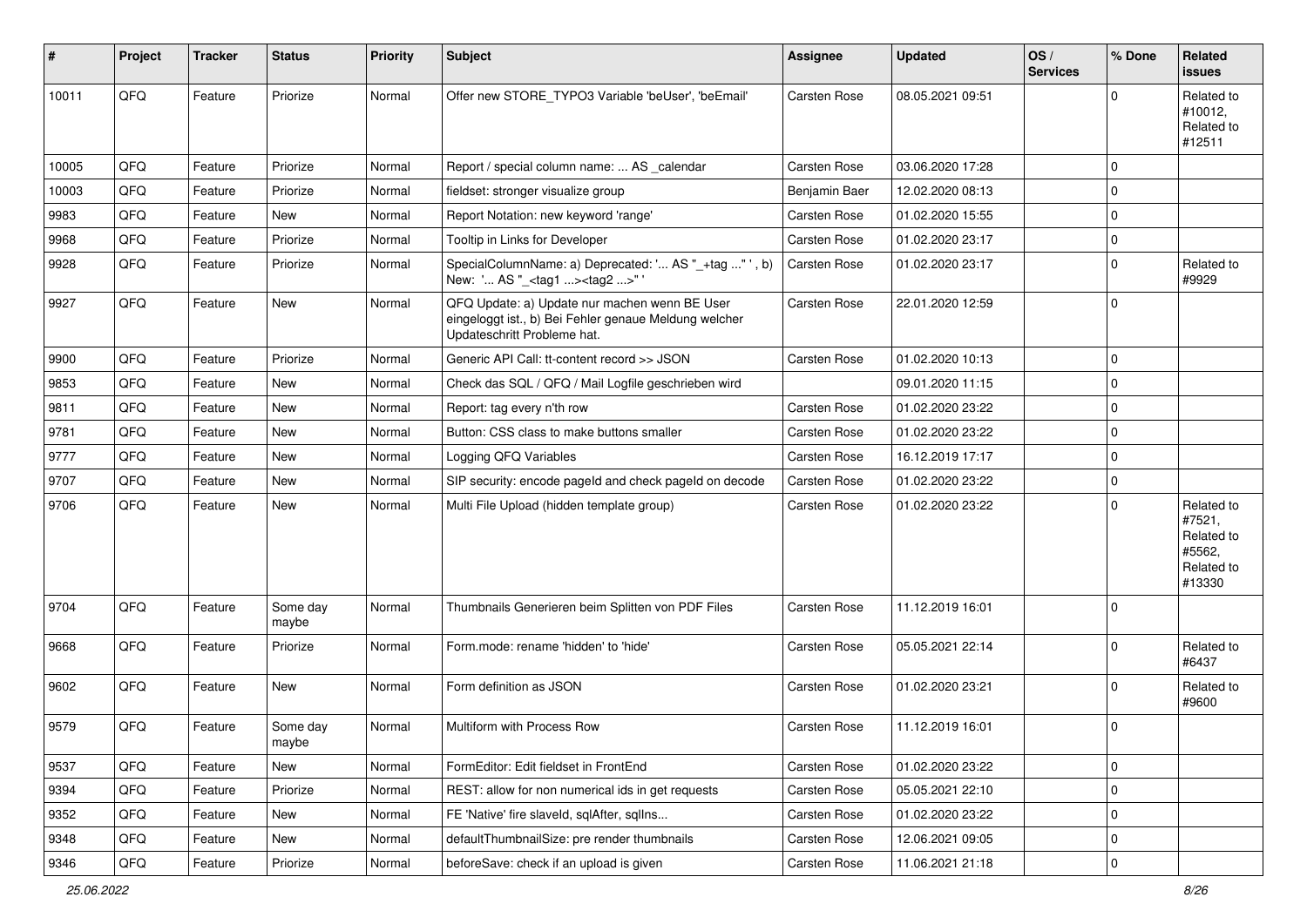| # | Project | Tracker | Status | Priority | Subject | Assignee | Updated | OS / Services | % Done | Related issues |
|---|---|---|---|---|---|---|---|---|---|---|
| 10011 | QFQ | Feature | Priorize | Normal | Offer new STORE_TYPO3 Variable 'beUser', 'beEmail' | Carsten Rose | 08.05.2021 09:51 | | 0 | Related to #10012, Related to #12511 |
| 10005 | QFQ | Feature | Priorize | Normal | Report / special column name: ... AS _calendar | Carsten Rose | 03.06.2020 17:28 | | 0 | |
| 10003 | QFQ | Feature | Priorize | Normal | fieldset: stronger visualize group | Benjamin Baer | 12.02.2020 08:13 | | 0 | |
| 9983 | QFQ | Feature | New | Normal | Report Notation: new keyword 'range' | Carsten Rose | 01.02.2020 15:55 | | 0 | |
| 9968 | QFQ | Feature | Priorize | Normal | Tooltip in Links for Developer | Carsten Rose | 01.02.2020 23:17 | | 0 | |
| 9928 | QFQ | Feature | Priorize | Normal | SpecialColumnName: a) Deprecated: '... AS "_+tag ..." ', b) New: '... AS "_<tag1 ...><tag2 ...>" ' | Carsten Rose | 01.02.2020 23:17 | | 0 | Related to #9929 |
| 9927 | QFQ | Feature | New | Normal | QFQ Update: a) Update nur machen wenn BE User eingeloggt ist., b) Bei Fehler genaue Meldung welcher Updateschritt Probleme hat. | Carsten Rose | 22.01.2020 12:59 | | 0 | |
| 9900 | QFQ | Feature | Priorize | Normal | Generic API Call: tt-content record >> JSON | Carsten Rose | 01.02.2020 10:13 | | 0 | |
| 9853 | QFQ | Feature | New | Normal | Check das SQL / QFQ / Mail Logfile geschrieben wird | | 09.01.2020 11:15 | | 0 | |
| 9811 | QFQ | Feature | New | Normal | Report: tag every n'th row | Carsten Rose | 01.02.2020 23:22 | | 0 | |
| 9781 | QFQ | Feature | New | Normal | Button: CSS class to make buttons smaller | Carsten Rose | 01.02.2020 23:22 | | 0 | |
| 9777 | QFQ | Feature | New | Normal | Logging QFQ Variables | Carsten Rose | 16.12.2019 17:17 | | 0 | |
| 9707 | QFQ | Feature | New | Normal | SIP security: encode pageId and check pageId on decode | Carsten Rose | 01.02.2020 23:22 | | 0 | |
| 9706 | QFQ | Feature | New | Normal | Multi File Upload (hidden template group) | Carsten Rose | 01.02.2020 23:22 | | 0 | Related to #7521, Related to #5562, Related to #13330 |
| 9704 | QFQ | Feature | Some day maybe | Normal | Thumbnails Generieren beim Splitten von PDF Files | Carsten Rose | 11.12.2019 16:01 | | 0 | |
| 9668 | QFQ | Feature | Priorize | Normal | Form.mode: rename 'hidden' to 'hide' | Carsten Rose | 05.05.2021 22:14 | | 0 | Related to #6437 |
| 9602 | QFQ | Feature | New | Normal | Form definition as JSON | Carsten Rose | 01.02.2020 23:21 | | 0 | Related to #9600 |
| 9579 | QFQ | Feature | Some day maybe | Normal | Multiform with Process Row | Carsten Rose | 11.12.2019 16:01 | | 0 | |
| 9537 | QFQ | Feature | New | Normal | FormEditor: Edit fieldset in FrontEnd | Carsten Rose | 01.02.2020 23:22 | | 0 | |
| 9394 | QFQ | Feature | Priorize | Normal | REST: allow for non numerical ids in get requests | Carsten Rose | 05.05.2021 22:10 | | 0 | |
| 9352 | QFQ | Feature | New | Normal | FE 'Native' fire slaveId, sqlAfter, sqlIns... | Carsten Rose | 01.02.2020 23:22 | | 0 | |
| 9348 | QFQ | Feature | New | Normal | defaultThumbnailSize: pre render thumbnails | Carsten Rose | 12.06.2021 09:05 | | 0 | |
| 9346 | QFQ | Feature | Priorize | Normal | beforeSave: check if an upload is given | Carsten Rose | 11.06.2021 21:18 | | 0 | |

*25.06.2022*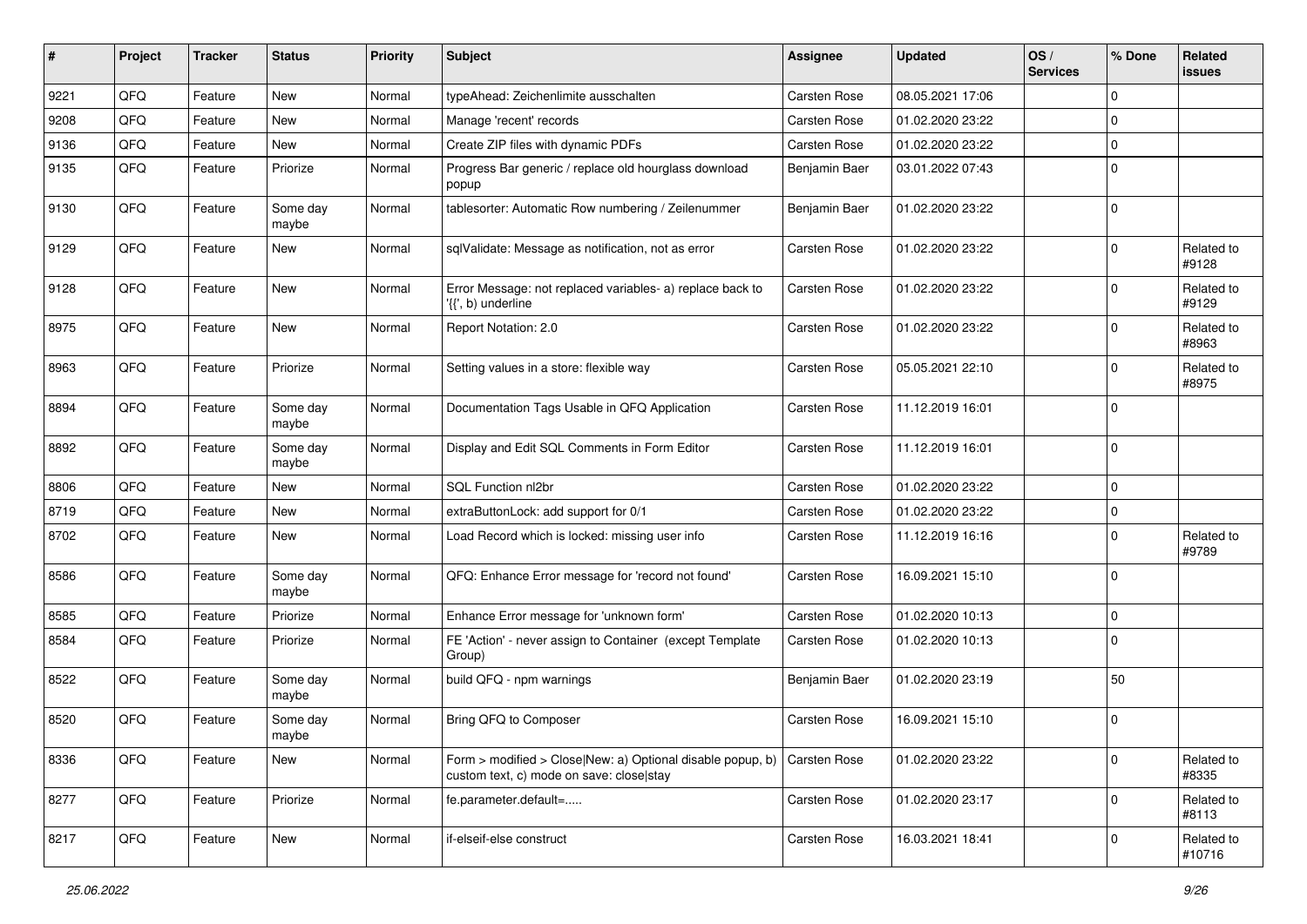| # | Project | Tracker | Status | Priority | Subject | Assignee | Updated | OS / Services | % Done | Related issues |
|---|---|---|---|---|---|---|---|---|---|---|
| 9221 | QFQ | Feature | New | Normal | typeAhead: Zeichenlimite ausschalten | Carsten Rose | 08.05.2021 17:06 | | 0 | |
| 9208 | QFQ | Feature | New | Normal | Manage 'recent' records | Carsten Rose | 01.02.2020 23:22 | | 0 | |
| 9136 | QFQ | Feature | New | Normal | Create ZIP files with dynamic PDFs | Carsten Rose | 01.02.2020 23:22 | | 0 | |
| 9135 | QFQ | Feature | Priorize | Normal | Progress Bar generic / replace old hourglass download popup | Benjamin Baer | 03.01.2022 07:43 | | 0 | |
| 9130 | QFQ | Feature | Some day maybe | Normal | tablesorter: Automatic Row numbering / Zeilenummer | Benjamin Baer | 01.02.2020 23:22 | | 0 | |
| 9129 | QFQ | Feature | New | Normal | sqlValidate: Message as notification, not as error | Carsten Rose | 01.02.2020 23:22 | | 0 | Related to #9128 |
| 9128 | QFQ | Feature | New | Normal | Error Message: not replaced variables- a) replace back to '{{', b) underline | Carsten Rose | 01.02.2020 23:22 | | 0 | Related to #9129 |
| 8975 | QFQ | Feature | New | Normal | Report Notation: 2.0 | Carsten Rose | 01.02.2020 23:22 | | 0 | Related to #8963 |
| 8963 | QFQ | Feature | Priorize | Normal | Setting values in a store: flexible way | Carsten Rose | 05.05.2021 22:10 | | 0 | Related to #8975 |
| 8894 | QFQ | Feature | Some day maybe | Normal | Documentation Tags Usable in QFQ Application | Carsten Rose | 11.12.2019 16:01 | | 0 | |
| 8892 | QFQ | Feature | Some day maybe | Normal | Display and Edit SQL Comments in Form Editor | Carsten Rose | 11.12.2019 16:01 | | 0 | |
| 8806 | QFQ | Feature | New | Normal | SQL Function nl2br | Carsten Rose | 01.02.2020 23:22 | | 0 | |
| 8719 | QFQ | Feature | New | Normal | extraButtonLock: add support for 0/1 | Carsten Rose | 01.02.2020 23:22 | | 0 | |
| 8702 | QFQ | Feature | New | Normal | Load Record which is locked: missing user info | Carsten Rose | 11.12.2019 16:16 | | 0 | Related to #9789 |
| 8586 | QFQ | Feature | Some day maybe | Normal | QFQ: Enhance Error message for 'record not found' | Carsten Rose | 16.09.2021 15:10 | | 0 | |
| 8585 | QFQ | Feature | Priorize | Normal | Enhance Error message for 'unknown form' | Carsten Rose | 01.02.2020 10:13 | | 0 | |
| 8584 | QFQ | Feature | Priorize | Normal | FE 'Action' - never assign to Container (except Template Group) | Carsten Rose | 01.02.2020 10:13 | | 0 | |
| 8522 | QFQ | Feature | Some day maybe | Normal | build QFQ - npm warnings | Benjamin Baer | 01.02.2020 23:19 | | 50 | |
| 8520 | QFQ | Feature | Some day maybe | Normal | Bring QFQ to Composer | Carsten Rose | 16.09.2021 15:10 | | 0 | |
| 8336 | QFQ | Feature | New | Normal | Form > modified > Close\|New: a) Optional disable popup, b) custom text, c) mode on save: close\|stay | Carsten Rose | 01.02.2020 23:22 | | 0 | Related to #8335 |
| 8277 | QFQ | Feature | Priorize | Normal | fe.parameter.default=..... | Carsten Rose | 01.02.2020 23:17 | | 0 | Related to #8113 |
| 8217 | QFQ | Feature | New | Normal | if-elseif-else construct | Carsten Rose | 16.03.2021 18:41 | | 0 | Related to #10716 |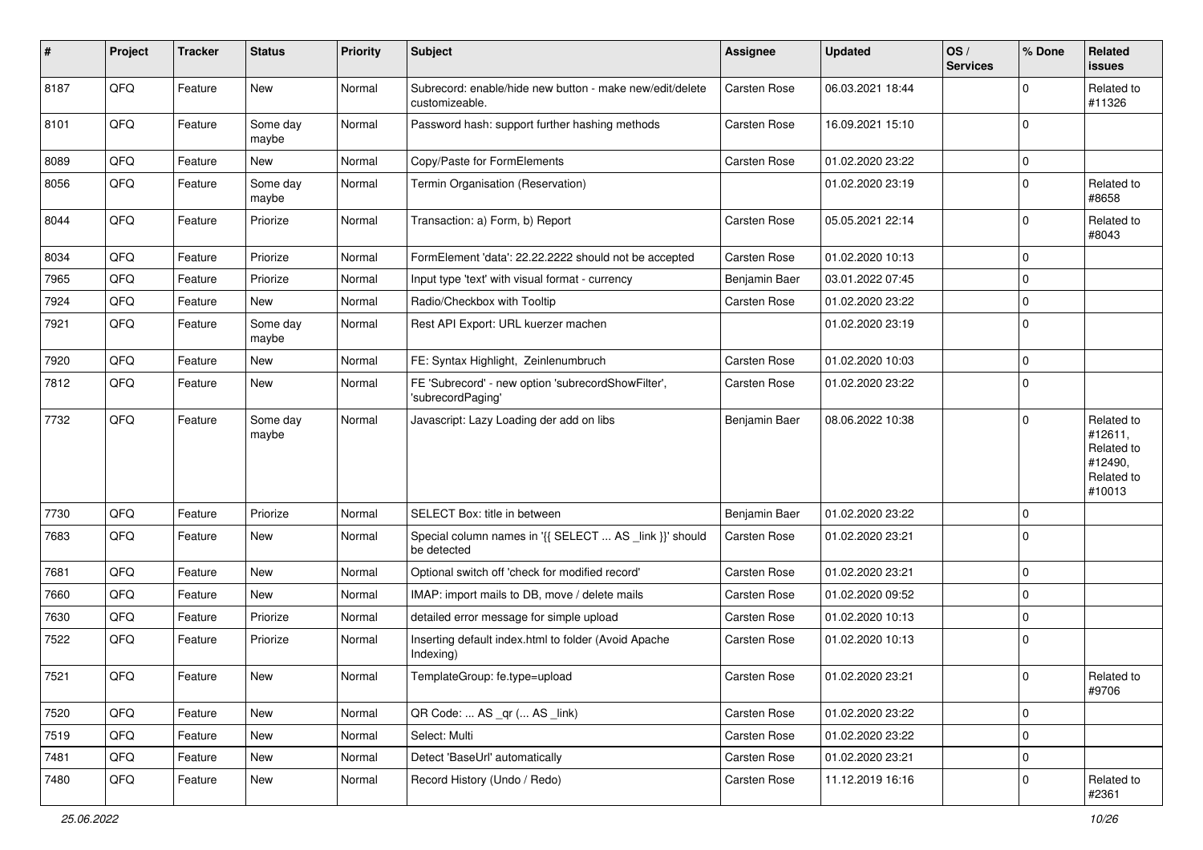| # | Project | Tracker | Status | Priority | Subject | Assignee | Updated | OS / Services | % Done | Related issues |
| --- | --- | --- | --- | --- | --- | --- | --- | --- | --- | --- |
| 8187 | QFQ | Feature | New | Normal | Subrecord: enable/hide new button - make new/edit/delete customizeable. | Carsten Rose | 06.03.2021 18:44 | | 0 | Related to #11326 |
| 8101 | QFQ | Feature | Some day maybe | Normal | Password hash: support further hashing methods | Carsten Rose | 16.09.2021 15:10 | | 0 | |
| 8089 | QFQ | Feature | New | Normal | Copy/Paste for FormElements | Carsten Rose | 01.02.2020 23:22 | | 0 | |
| 8056 | QFQ | Feature | Some day maybe | Normal | Termin Organisation (Reservation) | | 01.02.2020 23:19 | | 0 | Related to #8658 |
| 8044 | QFQ | Feature | Priorize | Normal | Transaction: a) Form, b) Report | Carsten Rose | 05.05.2021 22:14 | | 0 | Related to #8043 |
| 8034 | QFQ | Feature | Priorize | Normal | FormElement 'data': 22.22.2222 should not be accepted | Carsten Rose | 01.02.2020 10:13 | | 0 | |
| 7965 | QFQ | Feature | Priorize | Normal | Input type 'text' with visual format - currency | Benjamin Baer | 03.01.2022 07:45 | | 0 | |
| 7924 | QFQ | Feature | New | Normal | Radio/Checkbox with Tooltip | Carsten Rose | 01.02.2020 23:22 | | 0 | |
| 7921 | QFQ | Feature | Some day maybe | Normal | Rest API Export: URL kuerzer machen | | 01.02.2020 23:19 | | 0 | |
| 7920 | QFQ | Feature | New | Normal | FE: Syntax Highlight, Zeinlenumbruch | Carsten Rose | 01.02.2020 10:03 | | 0 | |
| 7812 | QFQ | Feature | New | Normal | FE 'Subrecord' - new option 'subrecordShowFilter', 'subrecordPaging' | Carsten Rose | 01.02.2020 23:22 | | 0 | |
| 7732 | QFQ | Feature | Some day maybe | Normal | Javascript: Lazy Loading der add on libs | Benjamin Baer | 08.06.2022 10:38 | | 0 | Related to #12611, Related to #12490, Related to #10013 |
| 7730 | QFQ | Feature | Priorize | Normal | SELECT Box: title in between | Benjamin Baer | 01.02.2020 23:22 | | 0 | |
| 7683 | QFQ | Feature | New | Normal | Special column names in '{{ SELECT ... AS _link }}' should be detected | Carsten Rose | 01.02.2020 23:21 | | 0 | |
| 7681 | QFQ | Feature | New | Normal | Optional switch off 'check for modified record' | Carsten Rose | 01.02.2020 23:21 | | 0 | |
| 7660 | QFQ | Feature | New | Normal | IMAP: import mails to DB, move / delete mails | Carsten Rose | 01.02.2020 09:52 | | 0 | |
| 7630 | QFQ | Feature | Priorize | Normal | detailed error message for simple upload | Carsten Rose | 01.02.2020 10:13 | | 0 | |
| 7522 | QFQ | Feature | Priorize | Normal | Inserting default index.html to folder (Avoid Apache Indexing) | Carsten Rose | 01.02.2020 10:13 | | 0 | |
| 7521 | QFQ | Feature | New | Normal | TemplateGroup: fe.type=upload | Carsten Rose | 01.02.2020 23:21 | | 0 | Related to #9706 |
| 7520 | QFQ | Feature | New | Normal | QR Code: ... AS _qr (... AS _link) | Carsten Rose | 01.02.2020 23:22 | | 0 | |
| 7519 | QFQ | Feature | New | Normal | Select: Multi | Carsten Rose | 01.02.2020 23:22 | | 0 | |
| 7481 | QFQ | Feature | New | Normal | Detect 'BaseUrl' automatically | Carsten Rose | 01.02.2020 23:21 | | 0 | |
| 7480 | QFQ | Feature | New | Normal | Record History (Undo / Redo) | Carsten Rose | 11.12.2019 16:16 | | 0 | Related to #2361 |

25.06.2022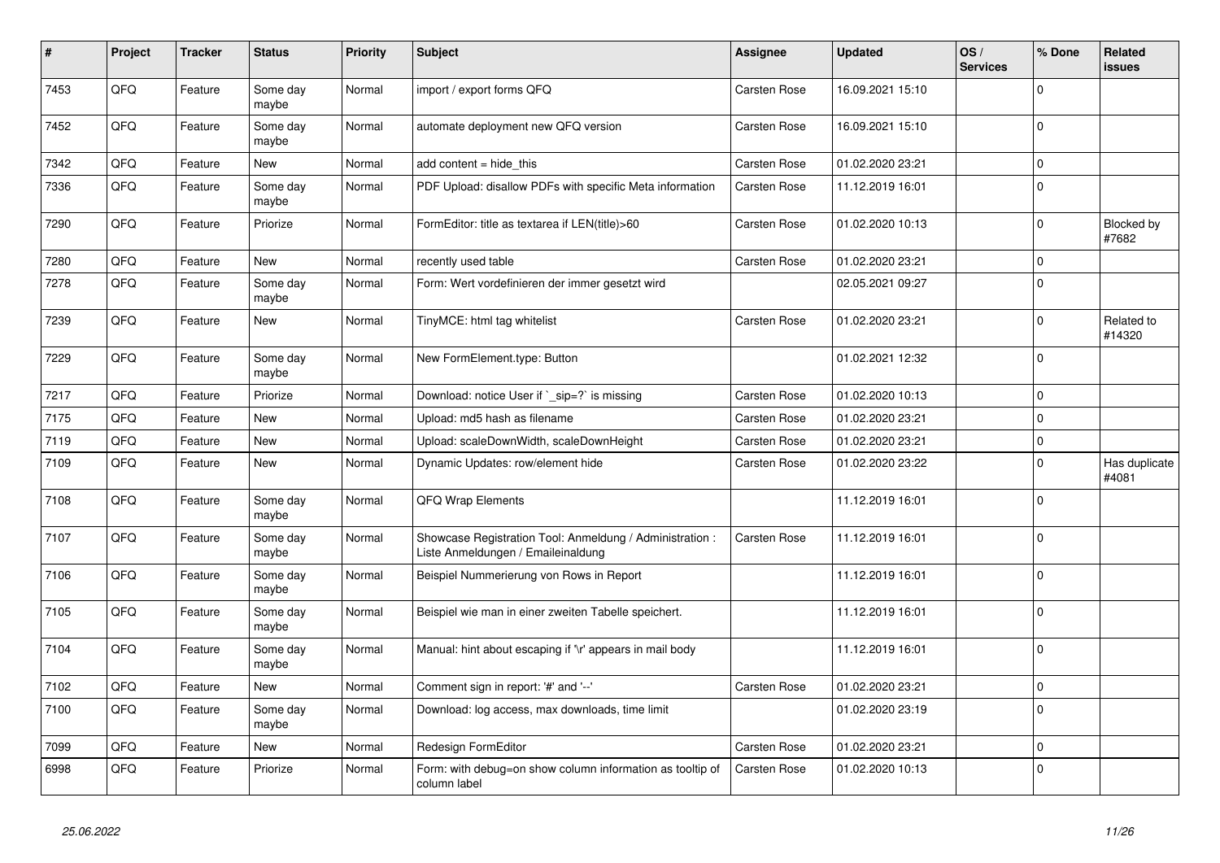| # | Project | Tracker | Status | Priority | Subject | Assignee | Updated | OS / Services | % Done | Related issues |
|---|---|---|---|---|---|---|---|---|---|---|
| 7453 | QFQ | Feature | Some day maybe | Normal | import / export forms QFQ | Carsten Rose | 16.09.2021 15:10 | | 0 | |
| 7452 | QFQ | Feature | Some day maybe | Normal | automate deployment new QFQ version | Carsten Rose | 16.09.2021 15:10 | | 0 | |
| 7342 | QFQ | Feature | New | Normal | add content = hide_this | Carsten Rose | 01.02.2020 23:21 | | 0 | |
| 7336 | QFQ | Feature | Some day maybe | Normal | PDF Upload: disallow PDFs with specific Meta information | Carsten Rose | 11.12.2019 16:01 | | 0 | |
| 7290 | QFQ | Feature | Priorize | Normal | FormEditor: title as textarea if LEN(title)>60 | Carsten Rose | 01.02.2020 10:13 | | 0 | Blocked by #7682 |
| 7280 | QFQ | Feature | New | Normal | recently used table | Carsten Rose | 01.02.2020 23:21 | | 0 | |
| 7278 | QFQ | Feature | Some day maybe | Normal | Form: Wert vordefinieren der immer gesetzt wird | | 02.05.2021 09:27 | | 0 | |
| 7239 | QFQ | Feature | New | Normal | TinyMCE: html tag whitelist | Carsten Rose | 01.02.2020 23:21 | | 0 | Related to #14320 |
| 7229 | QFQ | Feature | Some day maybe | Normal | New FormElement.type: Button | | 01.02.2021 12:32 | | 0 | |
| 7217 | QFQ | Feature | Priorize | Normal | Download: notice User if `_sip=?` is missing | Carsten Rose | 01.02.2020 10:13 | | 0 | |
| 7175 | QFQ | Feature | New | Normal | Upload: md5 hash as filename | Carsten Rose | 01.02.2020 23:21 | | 0 | |
| 7119 | QFQ | Feature | New | Normal | Upload: scaleDownWidth, scaleDownHeight | Carsten Rose | 01.02.2020 23:21 | | 0 | |
| 7109 | QFQ | Feature | New | Normal | Dynamic Updates: row/element hide | Carsten Rose | 01.02.2020 23:22 | | 0 | Has duplicate #4081 |
| 7108 | QFQ | Feature | Some day maybe | Normal | QFQ Wrap Elements | | 11.12.2019 16:01 | | 0 | |
| 7107 | QFQ | Feature | Some day maybe | Normal | Showcase Registration Tool: Anmeldung / Administration : Liste Anmeldungen / Emaileinaldung | Carsten Rose | 11.12.2019 16:01 | | 0 | |
| 7106 | QFQ | Feature | Some day maybe | Normal | Beispiel Nummerierung von Rows in Report | | 11.12.2019 16:01 | | 0 | |
| 7105 | QFQ | Feature | Some day maybe | Normal | Beispiel wie man in einer zweiten Tabelle speichert. | | 11.12.2019 16:01 | | 0 | |
| 7104 | QFQ | Feature | Some day maybe | Normal | Manual: hint about escaping if '\r' appears in mail body | | 11.12.2019 16:01 | | 0 | |
| 7102 | QFQ | Feature | New | Normal | Comment sign in report: '#' and '--' | Carsten Rose | 01.02.2020 23:21 | | 0 | |
| 7100 | QFQ | Feature | Some day maybe | Normal | Download: log access, max downloads, time limit | | 01.02.2020 23:19 | | 0 | |
| 7099 | QFQ | Feature | New | Normal | Redesign FormEditor | Carsten Rose | 01.02.2020 23:21 | | 0 | |
| 6998 | QFQ | Feature | Priorize | Normal | Form: with debug=on show column information as tooltip of column label | Carsten Rose | 01.02.2020 10:13 | | 0 | |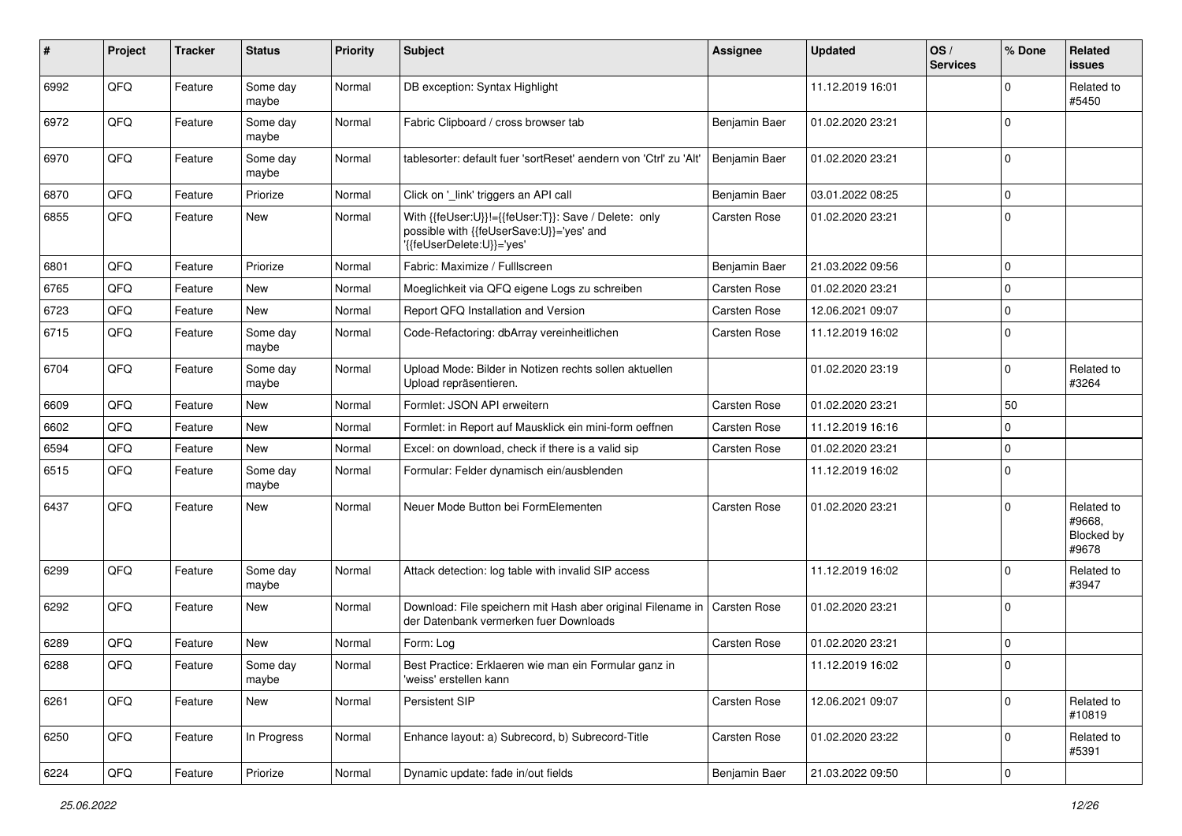| # | Project | Tracker | Status | Priority | Subject | Assignee | Updated | OS / Services | % Done | Related issues |
|---|---|---|---|---|---|---|---|---|---|---|
| 6992 | QFQ | Feature | Some day maybe | Normal | DB exception: Syntax Highlight | | 11.12.2019 16:01 | | 0 | Related to #5450 |
| 6972 | QFQ | Feature | Some day maybe | Normal | Fabric Clipboard / cross browser tab | Benjamin Baer | 01.02.2020 23:21 | | 0 | |
| 6970 | QFQ | Feature | Some day maybe | Normal | tablesorter: default fuer 'sortReset' aendern von 'Ctrl' zu 'Alt' | Benjamin Baer | 01.02.2020 23:21 | | 0 | |
| 6870 | QFQ | Feature | Priorize | Normal | Click on '_link' triggers an API call | Benjamin Baer | 03.01.2022 08:25 | | 0 | |
| 6855 | QFQ | Feature | New | Normal | With {{feUser:U}}!={{feUser:T}}: Save / Delete: only possible with {{feUserSave:U}}='yes' and '{{feUserDelete:U}}='yes' | Carsten Rose | 01.02.2020 23:21 | | 0 | |
| 6801 | QFQ | Feature | Priorize | Normal | Fabric: Maximize / Fulllscreen | Benjamin Baer | 21.03.2022 09:56 | | 0 | |
| 6765 | QFQ | Feature | New | Normal | Moeglichkeit via QFQ eigene Logs zu schreiben | Carsten Rose | 01.02.2020 23:21 | | 0 | |
| 6723 | QFQ | Feature | New | Normal | Report QFQ Installation and Version | Carsten Rose | 12.06.2021 09:07 | | 0 | |
| 6715 | QFQ | Feature | Some day maybe | Normal | Code-Refactoring: dbArray vereinheitlichen | Carsten Rose | 11.12.2019 16:02 | | 0 | |
| 6704 | QFQ | Feature | Some day maybe | Normal | Upload Mode: Bilder in Notizen rechts sollen aktuellen Upload repräsentieren. | | 01.02.2020 23:19 | | 0 | Related to #3264 |
| 6609 | QFQ | Feature | New | Normal | Formlet: JSON API erweitern | Carsten Rose | 01.02.2020 23:21 | | 50 | |
| 6602 | QFQ | Feature | New | Normal | Formlet: in Report auf Mausklick ein mini-form oeffnen | Carsten Rose | 11.12.2019 16:16 | | 0 | |
| 6594 | QFQ | Feature | New | Normal | Excel: on download, check if there is a valid sip | Carsten Rose | 01.02.2020 23:21 | | 0 | |
| 6515 | QFQ | Feature | Some day maybe | Normal | Formular: Felder dynamisch ein/ausblenden | | 11.12.2019 16:02 | | 0 | |
| 6437 | QFQ | Feature | New | Normal | Neuer Mode Button bei FormElementen | Carsten Rose | 01.02.2020 23:21 | | 0 | Related to #9668, Blocked by #9678 |
| 6299 | QFQ | Feature | Some day maybe | Normal | Attack detection: log table with invalid SIP access | | 11.12.2019 16:02 | | 0 | Related to #3947 |
| 6292 | QFQ | Feature | New | Normal | Download: File speichern mit Hash aber original Filename in der Datenbank vermerken fuer Downloads | Carsten Rose | 01.02.2020 23:21 | | 0 | |
| 6289 | QFQ | Feature | New | Normal | Form: Log | Carsten Rose | 01.02.2020 23:21 | | 0 | |
| 6288 | QFQ | Feature | Some day maybe | Normal | Best Practice: Erklaeren wie man ein Formular ganz in 'weiss' erstellen kann | | 11.12.2019 16:02 | | 0 | |
| 6261 | QFQ | Feature | New | Normal | Persistent SIP | Carsten Rose | 12.06.2021 09:07 | | 0 | Related to #10819 |
| 6250 | QFQ | Feature | In Progress | Normal | Enhance layout: a) Subrecord, b) Subrecord-Title | Carsten Rose | 01.02.2020 23:22 | | 0 | Related to #5391 |
| 6224 | QFQ | Feature | Priorize | Normal | Dynamic update: fade in/out fields | Benjamin Baer | 21.03.2022 09:50 | | 0 | |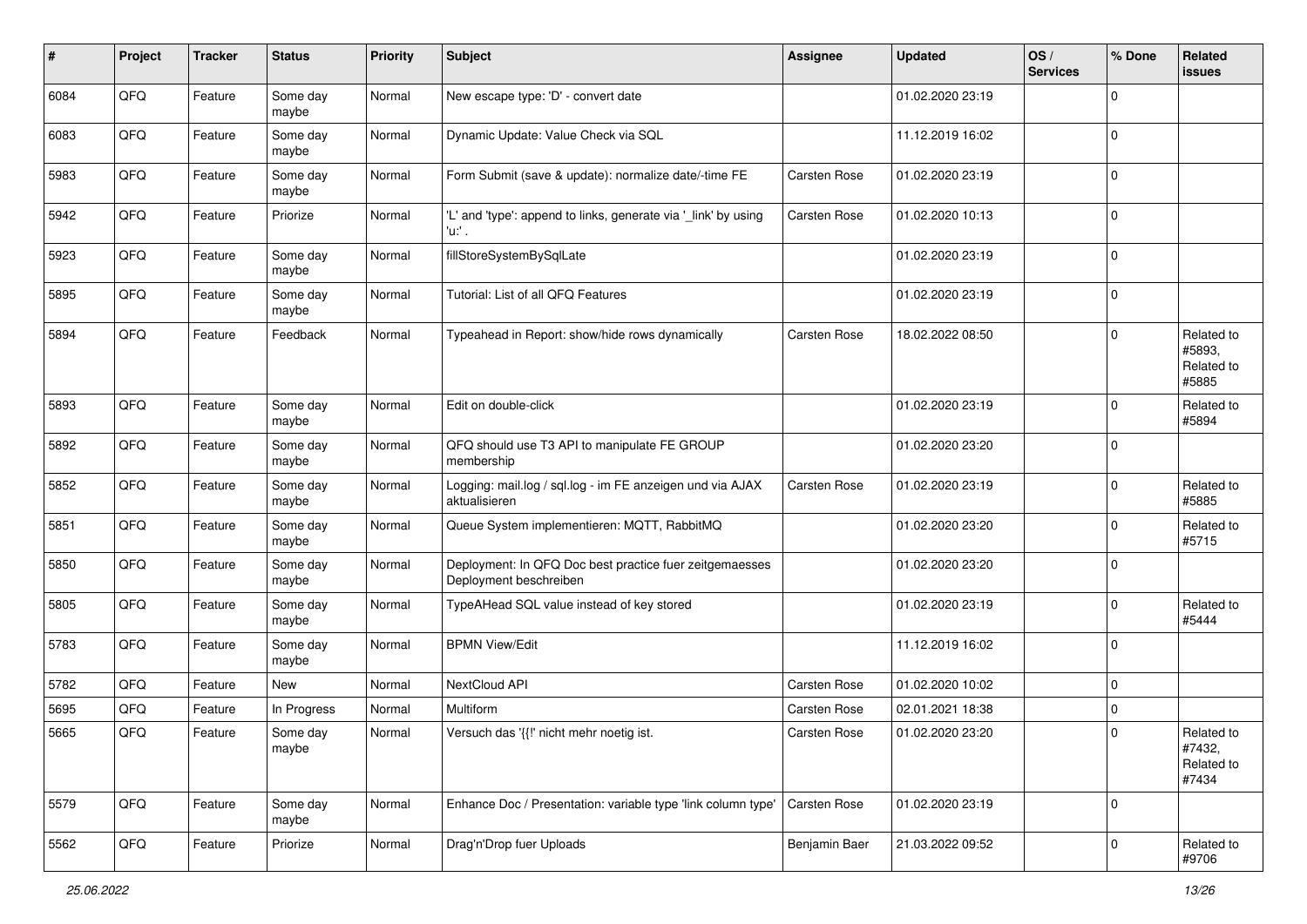| # | Project | Tracker | Status | Priority | Subject | Assignee | Updated | OS / Services | % Done | Related issues |
|---|---|---|---|---|---|---|---|---|---|---|
| 6084 | QFQ | Feature | Some day maybe | Normal | New escape type: 'D' - convert date | | 01.02.2020 23:19 | | 0 | |
| 6083 | QFQ | Feature | Some day maybe | Normal | Dynamic Update: Value Check via SQL | | 11.12.2019 16:02 | | 0 | |
| 5983 | QFQ | Feature | Some day maybe | Normal | Form Submit (save & update): normalize date/-time FE | Carsten Rose | 01.02.2020 23:19 | | 0 | |
| 5942 | QFQ | Feature | Priorize | Normal | 'L' and 'type': append to links, generate via '_link' by using 'u:' . | Carsten Rose | 01.02.2020 10:13 | | 0 | |
| 5923 | QFQ | Feature | Some day maybe | Normal | fillStoreSystemBySqlLate | | 01.02.2020 23:19 | | 0 | |
| 5895 | QFQ | Feature | Some day maybe | Normal | Tutorial: List of all QFQ Features | | 01.02.2020 23:19 | | 0 | |
| 5894 | QFQ | Feature | Feedback | Normal | Typeahead in Report: show/hide rows dynamically | Carsten Rose | 18.02.2022 08:50 | | 0 | Related to #5893, Related to #5885 |
| 5893 | QFQ | Feature | Some day maybe | Normal | Edit on double-click | | 01.02.2020 23:19 | | 0 | Related to #5894 |
| 5892 | QFQ | Feature | Some day maybe | Normal | QFQ should use T3 API to manipulate FE GROUP membership | | 01.02.2020 23:20 | | 0 | |
| 5852 | QFQ | Feature | Some day maybe | Normal | Logging: mail.log / sql.log - im FE anzeigen und via AJAX aktualisieren | Carsten Rose | 01.02.2020 23:19 | | 0 | Related to #5885 |
| 5851 | QFQ | Feature | Some day maybe | Normal | Queue System implementieren: MQTT, RabbitMQ | | 01.02.2020 23:20 | | 0 | Related to #5715 |
| 5850 | QFQ | Feature | Some day maybe | Normal | Deployment: In QFQ Doc best practice fuer zeitgemaesses Deployment beschreiben | | 01.02.2020 23:20 | | 0 | |
| 5805 | QFQ | Feature | Some day maybe | Normal | TypeAHead SQL value instead of key stored | | 01.02.2020 23:19 | | 0 | Related to #5444 |
| 5783 | QFQ | Feature | Some day maybe | Normal | BPMN View/Edit | | 11.12.2019 16:02 | | 0 | |
| 5782 | QFQ | Feature | New | Normal | NextCloud API | Carsten Rose | 01.02.2020 10:02 | | 0 | |
| 5695 | QFQ | Feature | In Progress | Normal | Multiform | Carsten Rose | 02.01.2021 18:38 | | 0 | |
| 5665 | QFQ | Feature | Some day maybe | Normal | Versuch das '{{!' nicht mehr noetig ist. | Carsten Rose | 01.02.2020 23:20 | | 0 | Related to #7432, Related to #7434 |
| 5579 | QFQ | Feature | Some day maybe | Normal | Enhance Doc / Presentation: variable type 'link column type' | Carsten Rose | 01.02.2020 23:19 | | 0 | |
| 5562 | QFQ | Feature | Priorize | Normal | Drag'n'Drop fuer Uploads | Benjamin Baer | 21.03.2022 09:52 | | 0 | Related to #9706 |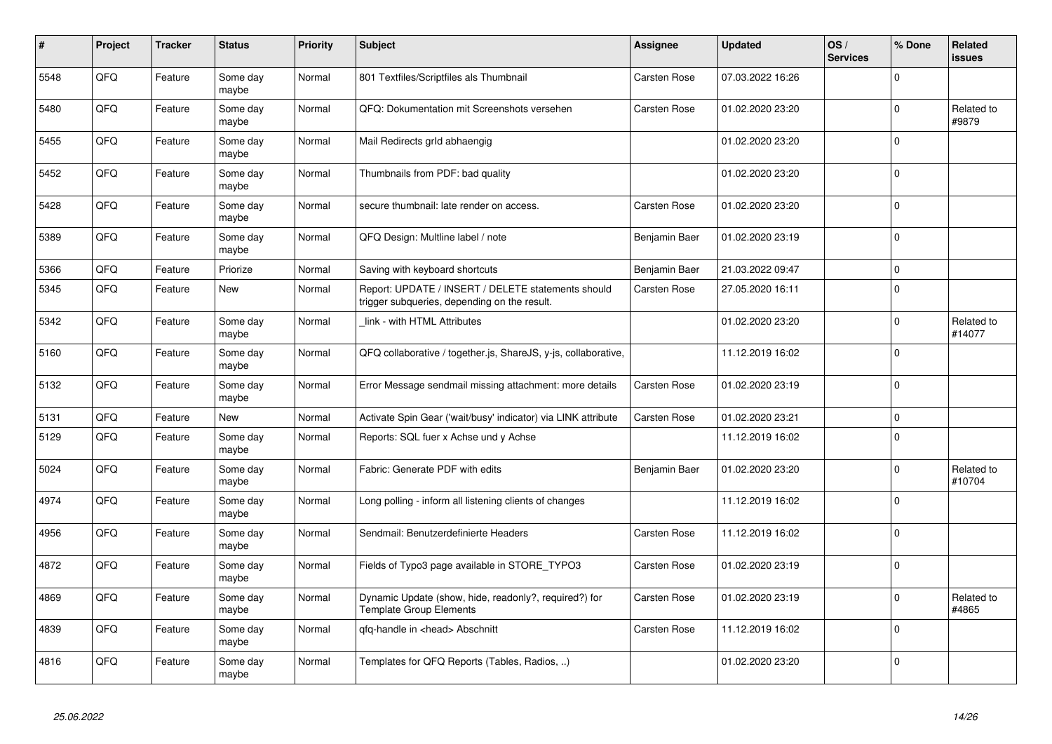| # | Project | Tracker | Status | Priority | Subject | Assignee | Updated | OS / Services | % Done | Related issues |
|---|---|---|---|---|---|---|---|---|---|---|
| 5548 | QFQ | Feature | Some day maybe | Normal | 801 Textfiles/Scriptfiles als Thumbnail | Carsten Rose | 07.03.2022 16:26 | | 0 | |
| 5480 | QFQ | Feature | Some day maybe | Normal | QFQ: Dokumentation mit Screenshots versehen | Carsten Rose | 01.02.2020 23:20 | | 0 | Related to #9879 |
| 5455 | QFQ | Feature | Some day maybe | Normal | Mail Redirects grId abhaengig | | 01.02.2020 23:20 | | 0 | |
| 5452 | QFQ | Feature | Some day maybe | Normal | Thumbnails from PDF: bad quality | | 01.02.2020 23:20 | | 0 | |
| 5428 | QFQ | Feature | Some day maybe | Normal | secure thumbnail: late render on access. | Carsten Rose | 01.02.2020 23:20 | | 0 | |
| 5389 | QFQ | Feature | Some day maybe | Normal | QFQ Design: Multline label / note | Benjamin Baer | 01.02.2020 23:19 | | 0 | |
| 5366 | QFQ | Feature | Priorize | Normal | Saving with keyboard shortcuts | Benjamin Baer | 21.03.2022 09:47 | | 0 | |
| 5345 | QFQ | Feature | New | Normal | Report: UPDATE / INSERT / DELETE statements should trigger subqueries, depending on the result. | Carsten Rose | 27.05.2020 16:11 | | 0 | |
| 5342 | QFQ | Feature | Some day maybe | Normal | _link - with HTML Attributes | | 01.02.2020 23:20 | | 0 | Related to #14077 |
| 5160 | QFQ | Feature | Some day maybe | Normal | QFQ collaborative / together.js, ShareJS, y-js, collaborative, | | 11.12.2019 16:02 | | 0 | |
| 5132 | QFQ | Feature | Some day maybe | Normal | Error Message sendmail missing attachment: more details | Carsten Rose | 01.02.2020 23:19 | | 0 | |
| 5131 | QFQ | Feature | New | Normal | Activate Spin Gear ('wait/busy' indicator) via LINK attribute | Carsten Rose | 01.02.2020 23:21 | | 0 | |
| 5129 | QFQ | Feature | Some day maybe | Normal | Reports: SQL fuer x Achse und y Achse | | 11.12.2019 16:02 | | 0 | |
| 5024 | QFQ | Feature | Some day maybe | Normal | Fabric: Generate PDF with edits | Benjamin Baer | 01.02.2020 23:20 | | 0 | Related to #10704 |
| 4974 | QFQ | Feature | Some day maybe | Normal | Long polling - inform all listening clients of changes | | 11.12.2019 16:02 | | 0 | |
| 4956 | QFQ | Feature | Some day maybe | Normal | Sendmail: Benutzerdefinierte Headers | Carsten Rose | 11.12.2019 16:02 | | 0 | |
| 4872 | QFQ | Feature | Some day maybe | Normal | Fields of Typo3 page available in STORE_TYPO3 | Carsten Rose | 01.02.2020 23:19 | | 0 | |
| 4869 | QFQ | Feature | Some day maybe | Normal | Dynamic Update (show, hide, readonly?, required?) for Template Group Elements | Carsten Rose | 01.02.2020 23:19 | | 0 | Related to #4865 |
| 4839 | QFQ | Feature | Some day maybe | Normal | qfq-handle in <head> Abschnitt | Carsten Rose | 11.12.2019 16:02 | | 0 | |
| 4816 | QFQ | Feature | Some day maybe | Normal | Templates for QFQ Reports (Tables, Radios, ..) | | 01.02.2020 23:20 | | 0 | |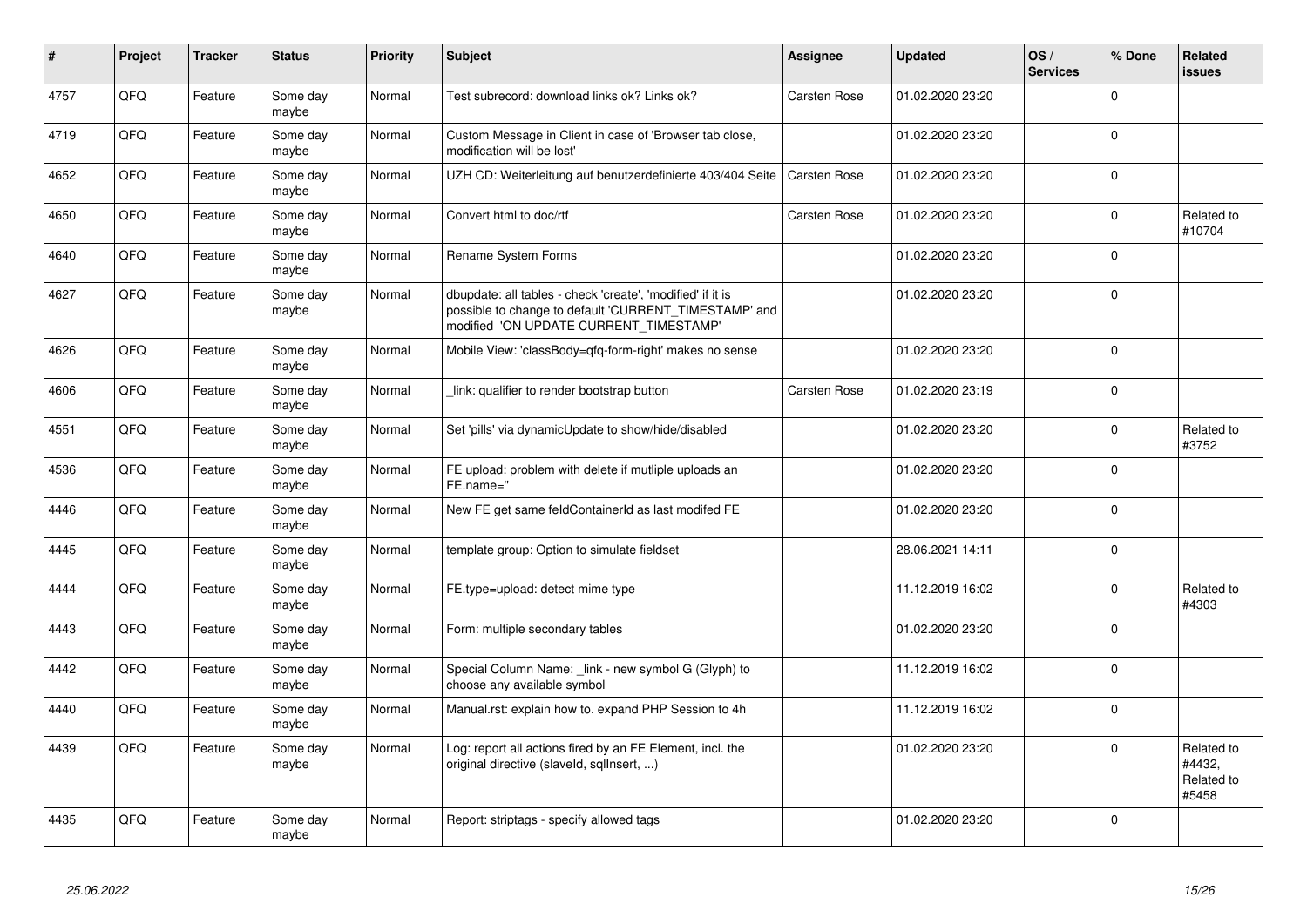| # | Project | Tracker | Status | Priority | Subject | Assignee | Updated | OS / Services | % Done | Related issues |
|---|---|---|---|---|---|---|---|---|---|---|
| 4757 | QFQ | Feature | Some day maybe | Normal | Test subrecord: download links ok? Links ok? | Carsten Rose | 01.02.2020 23:20 | | 0 | |
| 4719 | QFQ | Feature | Some day maybe | Normal | Custom Message in Client in case of 'Browser tab close, modification will be lost' | | 01.02.2020 23:20 | | 0 | |
| 4652 | QFQ | Feature | Some day maybe | Normal | UZH CD: Weiterleitung auf benutzerdefinierte 403/404 Seite | Carsten Rose | 01.02.2020 23:20 | | 0 | |
| 4650 | QFQ | Feature | Some day maybe | Normal | Convert html to doc/rtf | Carsten Rose | 01.02.2020 23:20 | | 0 | Related to #10704 |
| 4640 | QFQ | Feature | Some day maybe | Normal | Rename System Forms | | 01.02.2020 23:20 | | 0 | |
| 4627 | QFQ | Feature | Some day maybe | Normal | dbupdate: all tables - check 'create', 'modified' if it is possible to change to default 'CURRENT_TIMESTAMP' and modified 'ON UPDATE CURRENT_TIMESTAMP' | | 01.02.2020 23:20 | | 0 | |
| 4626 | QFQ | Feature | Some day maybe | Normal | Mobile View: 'classBody=qfq-form-right' makes no sense | | 01.02.2020 23:20 | | 0 | |
| 4606 | QFQ | Feature | Some day maybe | Normal | _link: qualifier to render bootstrap button | Carsten Rose | 01.02.2020 23:19 | | 0 | |
| 4551 | QFQ | Feature | Some day maybe | Normal | Set 'pills' via dynamicUpdate to show/hide/disabled | | 01.02.2020 23:20 | | 0 | Related to #3752 |
| 4536 | QFQ | Feature | Some day maybe | Normal | FE upload: problem with delete if mutliple uploads an FE.name=" | | 01.02.2020 23:20 | | 0 | |
| 4446 | QFQ | Feature | Some day maybe | Normal | New FE get same feldContainerId as last modifed FE | | 01.02.2020 23:20 | | 0 | |
| 4445 | QFQ | Feature | Some day maybe | Normal | template group: Option to simulate fieldset | | 28.06.2021 14:11 | | 0 | |
| 4444 | QFQ | Feature | Some day maybe | Normal | FE.type=upload: detect mime type | | 11.12.2019 16:02 | | 0 | Related to #4303 |
| 4443 | QFQ | Feature | Some day maybe | Normal | Form: multiple secondary tables | | 01.02.2020 23:20 | | 0 | |
| 4442 | QFQ | Feature | Some day maybe | Normal | Special Column Name: _link - new symbol G (Glyph) to choose any available symbol | | 11.12.2019 16:02 | | 0 | |
| 4440 | QFQ | Feature | Some day maybe | Normal | Manual.rst: explain how to. expand PHP Session to 4h | | 11.12.2019 16:02 | | 0 | |
| 4439 | QFQ | Feature | Some day maybe | Normal | Log: report all actions fired by an FE Element, incl. the original directive (slaveId, sqlInsert, ...) | | 01.02.2020 23:20 | | 0 | Related to #4432, Related to #5458 |
| 4435 | QFQ | Feature | Some day maybe | Normal | Report: striptags - specify allowed tags | | 01.02.2020 23:20 | | 0 | |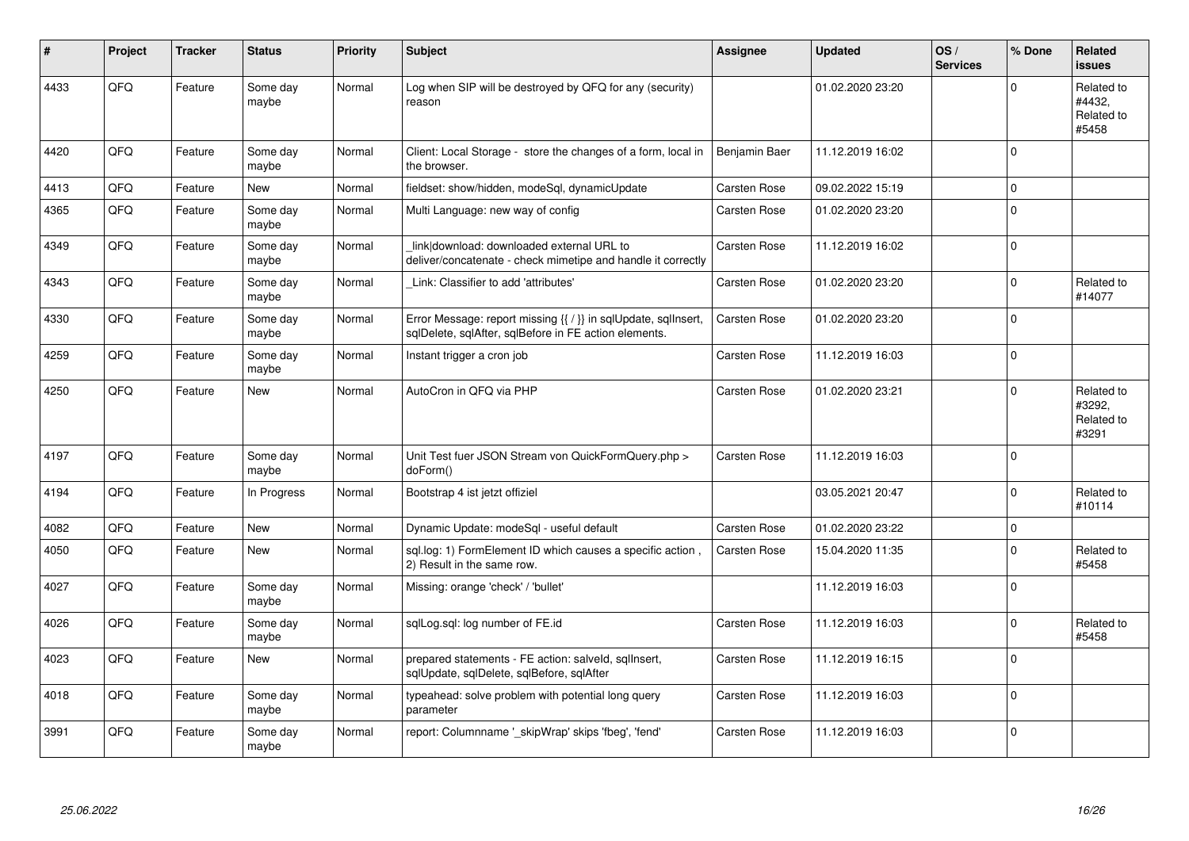| # | Project | Tracker | Status | Priority | Subject | Assignee | Updated | OS / Services | % Done | Related issues |
|---|---|---|---|---|---|---|---|---|---|---|
| 4433 | QFQ | Feature | Some day maybe | Normal | Log when SIP will be destroyed by QFQ for any (security) reason | | 01.02.2020 23:20 | | 0 | Related to #4432, Related to #5458 |
| 4420 | QFQ | Feature | Some day maybe | Normal | Client: Local Storage - store the changes of a form, local in the browser. | Benjamin Baer | 11.12.2019 16:02 | | 0 | |
| 4413 | QFQ | Feature | New | Normal | fieldset: show/hidden, modeSql, dynamicUpdate | Carsten Rose | 09.02.2022 15:19 | | 0 | |
| 4365 | QFQ | Feature | Some day maybe | Normal | Multi Language: new way of config | Carsten Rose | 01.02.2020 23:20 | | 0 | |
| 4349 | QFQ | Feature | Some day maybe | Normal | _link\|download: downloaded external URL to deliver/concatenate - check mimetipe and handle it correctly | Carsten Rose | 11.12.2019 16:02 | | 0 | |
| 4343 | QFQ | Feature | Some day maybe | Normal | _Link: Classifier to add 'attributes' | Carsten Rose | 01.02.2020 23:20 | | 0 | Related to #14077 |
| 4330 | QFQ | Feature | Some day maybe | Normal | Error Message: report missing {{ / }} in sqlUpdate, sqlInsert, sqlDelete, sqlAfter, sqlBefore in FE action elements. | Carsten Rose | 01.02.2020 23:20 | | 0 | |
| 4259 | QFQ | Feature | Some day maybe | Normal | Instant trigger a cron job | Carsten Rose | 11.12.2019 16:03 | | 0 | |
| 4250 | QFQ | Feature | New | Normal | AutoCron in QFQ via PHP | Carsten Rose | 01.02.2020 23:21 | | 0 | Related to #3292, Related to #3291 |
| 4197 | QFQ | Feature | Some day maybe | Normal | Unit Test fuer JSON Stream von QuickFormQuery.php > doForm() | Carsten Rose | 11.12.2019 16:03 | | 0 | |
| 4194 | QFQ | Feature | In Progress | Normal | Bootstrap 4 ist jetzt offiziel | | 03.05.2021 20:47 | | 0 | Related to #10114 |
| 4082 | QFQ | Feature | New | Normal | Dynamic Update: modeSql - useful default | Carsten Rose | 01.02.2020 23:22 | | 0 | |
| 4050 | QFQ | Feature | New | Normal | sql.log: 1) FormElement ID which causes a specific action , 2) Result in the same row. | Carsten Rose | 15.04.2020 11:35 | | 0 | Related to #5458 |
| 4027 | QFQ | Feature | Some day maybe | Normal | Missing: orange 'check' / 'bullet' | | 11.12.2019 16:03 | | 0 | |
| 4026 | QFQ | Feature | Some day maybe | Normal | sqlLog.sql: log number of FE.id | Carsten Rose | 11.12.2019 16:03 | | 0 | Related to #5458 |
| 4023 | QFQ | Feature | New | Normal | prepared statements - FE action: salveld, sqlInsert, sqlUpdate, sqlDelete, sqlBefore, sqlAfter | Carsten Rose | 11.12.2019 16:15 | | 0 | |
| 4018 | QFQ | Feature | Some day maybe | Normal | typeahead: solve problem with potential long query parameter | Carsten Rose | 11.12.2019 16:03 | | 0 | |
| 3991 | QFQ | Feature | Some day maybe | Normal | report: Columnname '_skipWrap' skips 'fbeg', 'fend' | Carsten Rose | 11.12.2019 16:03 | | 0 | |

*25.06.2022*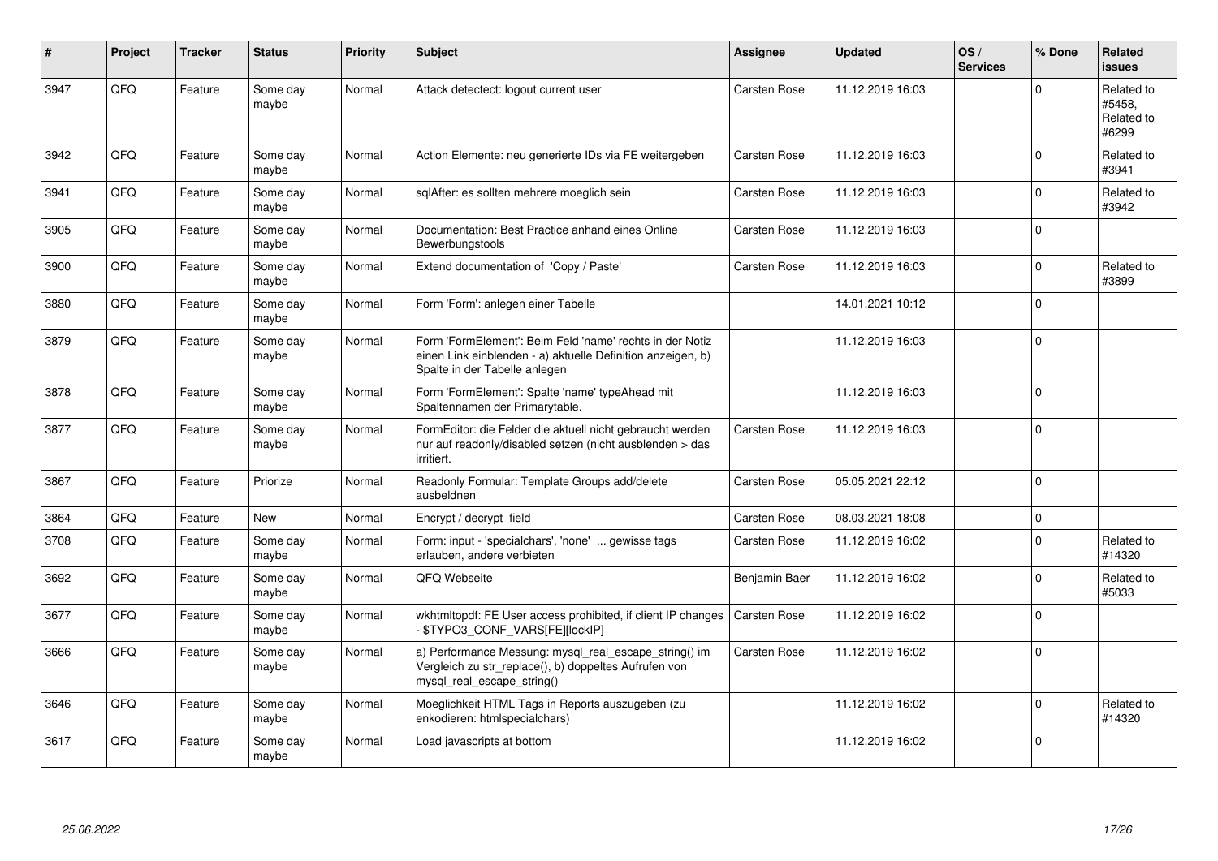| # | Project | Tracker | Status | Priority | Subject | Assignee | Updated | OS / Services | % Done | Related issues |
|---|---|---|---|---|---|---|---|---|---|---|
| 3947 | QFQ | Feature | Some day maybe | Normal | Attack detectect: logout current user | Carsten Rose | 11.12.2019 16:03 | | 0 | Related to #5458, Related to #6299 |
| 3942 | QFQ | Feature | Some day maybe | Normal | Action Elemente: neu generierte IDs via FE weitergeben | Carsten Rose | 11.12.2019 16:03 | | 0 | Related to #3941 |
| 3941 | QFQ | Feature | Some day maybe | Normal | sqlAfter: es sollten mehrere moeglich sein | Carsten Rose | 11.12.2019 16:03 | | 0 | Related to #3942 |
| 3905 | QFQ | Feature | Some day maybe | Normal | Documentation: Best Practice anhand eines Online Bewerbungstools | Carsten Rose | 11.12.2019 16:03 | | 0 | |
| 3900 | QFQ | Feature | Some day maybe | Normal | Extend documentation of 'Copy / Paste' | Carsten Rose | 11.12.2019 16:03 | | 0 | Related to #3899 |
| 3880 | QFQ | Feature | Some day maybe | Normal | Form 'Form': anlegen einer Tabelle | | 14.01.2021 10:12 | | 0 | |
| 3879 | QFQ | Feature | Some day maybe | Normal | Form 'FormElement': Beim Feld 'name' rechts in der Notiz einen Link einblenden - a) aktuelle Definition anzeigen, b) Spalte in der Tabelle anlegen | | 11.12.2019 16:03 | | 0 | |
| 3878 | QFQ | Feature | Some day maybe | Normal | Form 'FormElement': Spalte 'name' typeAhead mit Spaltennamen der Primarytable. | | 11.12.2019 16:03 | | 0 | |
| 3877 | QFQ | Feature | Some day maybe | Normal | FormEditor: die Felder die aktuell nicht gebraucht werden nur auf readonly/disabled setzen (nicht ausblenden > das irritiert. | Carsten Rose | 11.12.2019 16:03 | | 0 | |
| 3867 | QFQ | Feature | Priorize | Normal | Readonly Formular: Template Groups add/delete ausbeldnen | Carsten Rose | 05.05.2021 22:12 | | 0 | |
| 3864 | QFQ | Feature | New | Normal | Encrypt / decrypt field | Carsten Rose | 08.03.2021 18:08 | | 0 | |
| 3708 | QFQ | Feature | Some day maybe | Normal | Form: input - 'specialchars', 'none' ... gewisse tags erlauben, andere verbieten | Carsten Rose | 11.12.2019 16:02 | | 0 | Related to #14320 |
| 3692 | QFQ | Feature | Some day maybe | Normal | QFQ Webseite | Benjamin Baer | 11.12.2019 16:02 | | 0 | Related to #5033 |
| 3677 | QFQ | Feature | Some day maybe | Normal | wkhtmltopdf: FE User access prohibited, if client IP changes - $TYPO3_CONF_VARS[FE][lockIP] | Carsten Rose | 11.12.2019 16:02 | | 0 | |
| 3666 | QFQ | Feature | Some day maybe | Normal | a) Performance Messung: mysql_real_escape_string() im Vergleich zu str_replace(), b) doppeltes Aufrufen von mysql_real_escape_string() | Carsten Rose | 11.12.2019 16:02 | | 0 | |
| 3646 | QFQ | Feature | Some day maybe | Normal | Moeglichkeit HTML Tags in Reports auszugeben (zu enkodieren: htmlspecialchars) | | 11.12.2019 16:02 | | 0 | Related to #14320 |
| 3617 | QFQ | Feature | Some day maybe | Normal | Load javascripts at bottom | | 11.12.2019 16:02 | | 0 | |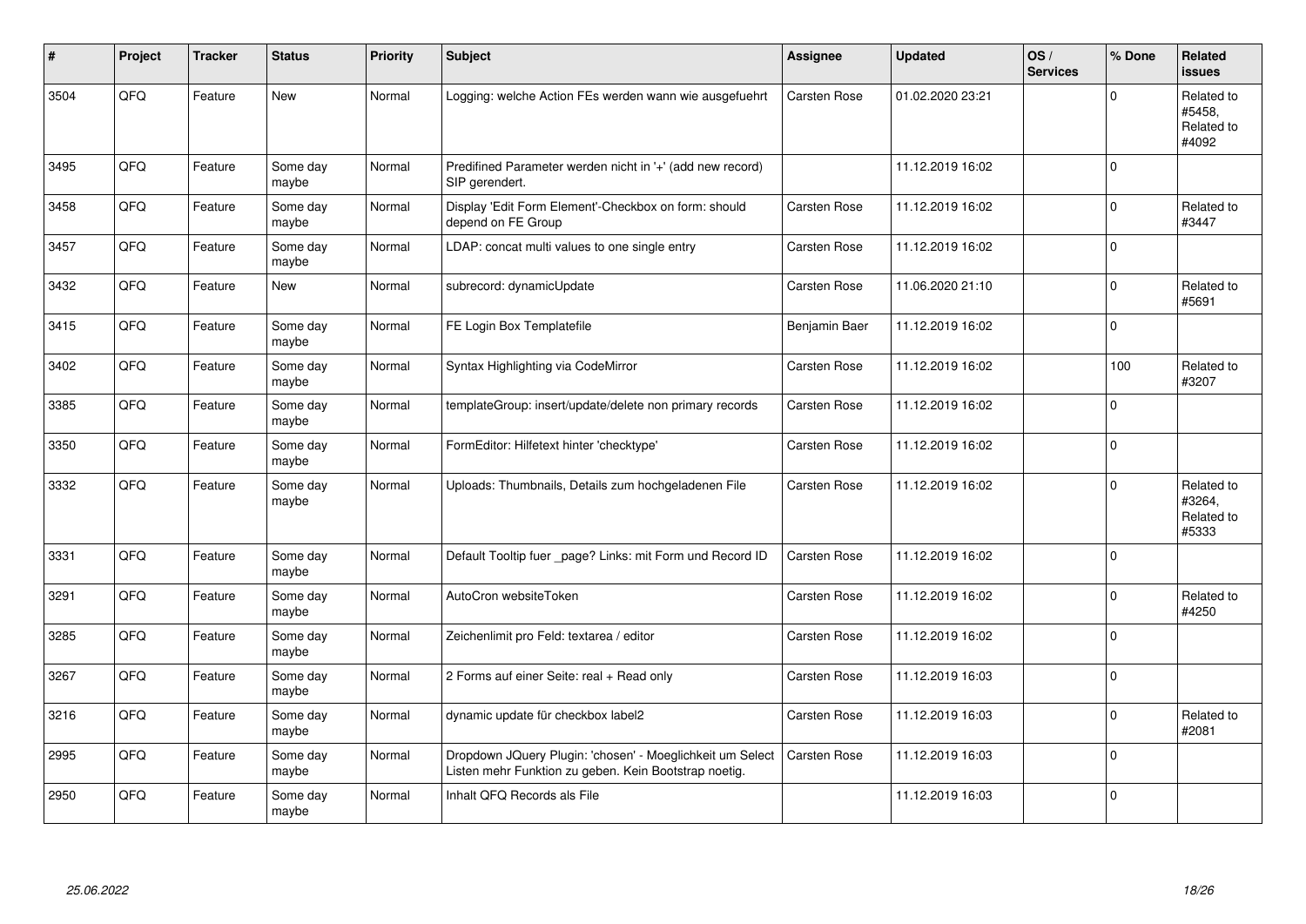| # | Project | Tracker | Status | Priority | Subject | Assignee | Updated | OS / Services | % Done | Related issues |
|---|---|---|---|---|---|---|---|---|---|---|
| 3504 | QFQ | Feature | New | Normal | Logging: welche Action FEs werden wann wie ausgefuehrt | Carsten Rose | 01.02.2020 23:21 | | 0 | Related to #5458, Related to #4092 |
| 3495 | QFQ | Feature | Some day maybe | Normal | Predifined Parameter werden nicht in '+' (add new record) SIP gerendert. | | 11.12.2019 16:02 | | 0 | |
| 3458 | QFQ | Feature | Some day maybe | Normal | Display 'Edit Form Element'-Checkbox on form: should depend on FE Group | Carsten Rose | 11.12.2019 16:02 | | 0 | Related to #3447 |
| 3457 | QFQ | Feature | Some day maybe | Normal | LDAP: concat multi values to one single entry | Carsten Rose | 11.12.2019 16:02 | | 0 | |
| 3432 | QFQ | Feature | New | Normal | subrecord: dynamicUpdate | Carsten Rose | 11.06.2020 21:10 | | 0 | Related to #5691 |
| 3415 | QFQ | Feature | Some day maybe | Normal | FE Login Box Templatefile | Benjamin Baer | 11.12.2019 16:02 | | 0 | |
| 3402 | QFQ | Feature | Some day maybe | Normal | Syntax Highlighting via CodeMirror | Carsten Rose | 11.12.2019 16:02 | | 100 | Related to #3207 |
| 3385 | QFQ | Feature | Some day maybe | Normal | templateGroup: insert/update/delete non primary records | Carsten Rose | 11.12.2019 16:02 | | 0 | |
| 3350 | QFQ | Feature | Some day maybe | Normal | FormEditor: Hilfetext hinter 'checktype' | Carsten Rose | 11.12.2019 16:02 | | 0 | |
| 3332 | QFQ | Feature | Some day maybe | Normal | Uploads: Thumbnails, Details zum hochgeladenen File | Carsten Rose | 11.12.2019 16:02 | | 0 | Related to #3264, Related to #5333 |
| 3331 | QFQ | Feature | Some day maybe | Normal | Default Tooltip fuer _page? Links: mit Form und Record ID | Carsten Rose | 11.12.2019 16:02 | | 0 | |
| 3291 | QFQ | Feature | Some day maybe | Normal | AutoCron websiteToken | Carsten Rose | 11.12.2019 16:02 | | 0 | Related to #4250 |
| 3285 | QFQ | Feature | Some day maybe | Normal | Zeichenlimit pro Feld: textarea / editor | Carsten Rose | 11.12.2019 16:02 | | 0 | |
| 3267 | QFQ | Feature | Some day maybe | Normal | 2 Forms auf einer Seite: real + Read only | Carsten Rose | 11.12.2019 16:03 | | 0 | |
| 3216 | QFQ | Feature | Some day maybe | Normal | dynamic update für checkbox label2 | Carsten Rose | 11.12.2019 16:03 | | 0 | Related to #2081 |
| 2995 | QFQ | Feature | Some day maybe | Normal | Dropdown JQuery Plugin: 'chosen' - Moeglichkeit um Select Listen mehr Funktion zu geben. Kein Bootstrap noetig. | Carsten Rose | 11.12.2019 16:03 | | 0 | |
| 2950 | QFQ | Feature | Some day maybe | Normal | Inhalt QFQ Records als File | | 11.12.2019 16:03 | | 0 | |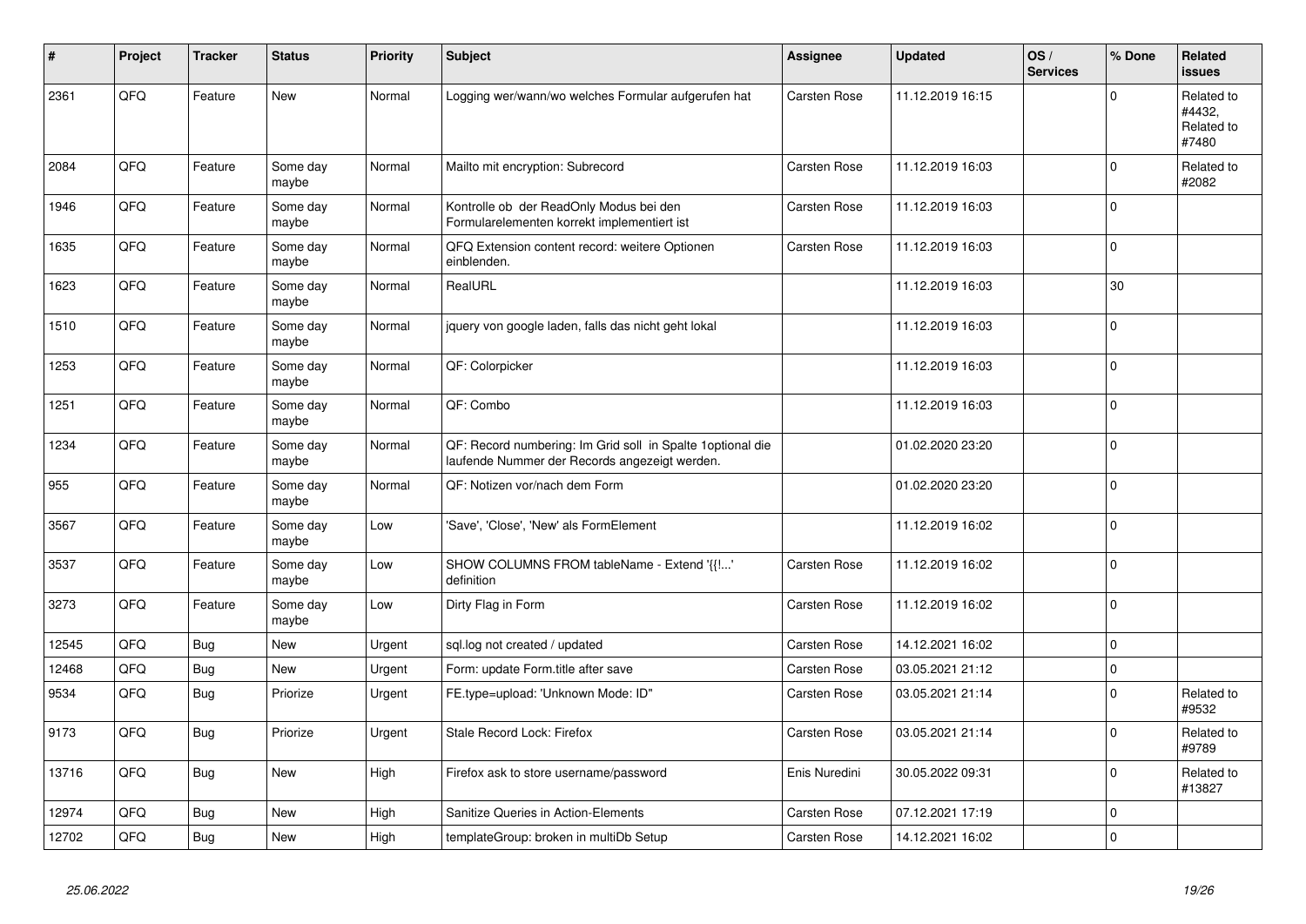| # | Project | Tracker | Status | Priority | Subject | Assignee | Updated | OS / Services | % Done | Related issues |
|---|---|---|---|---|---|---|---|---|---|---|
| 2361 | QFQ | Feature | New | Normal | Logging wer/wann/wo welches Formular aufgerufen hat | Carsten Rose | 11.12.2019 16:15 | | 0 | Related to #4432, Related to #7480 |
| 2084 | QFQ | Feature | Some day maybe | Normal | Mailto mit encryption: Subrecord | Carsten Rose | 11.12.2019 16:03 | | 0 | Related to #2082 |
| 1946 | QFQ | Feature | Some day maybe | Normal | Kontrolle ob der ReadOnly Modus bei den Formularelementen korrekt implementiert ist | Carsten Rose | 11.12.2019 16:03 | | 0 | |
| 1635 | QFQ | Feature | Some day maybe | Normal | QFQ Extension content record: weitere Optionen einblenden. | Carsten Rose | 11.12.2019 16:03 | | 0 | |
| 1623 | QFQ | Feature | Some day maybe | Normal | RealURL | | 11.12.2019 16:03 | | 30 | |
| 1510 | QFQ | Feature | Some day maybe | Normal | jquery von google laden, falls das nicht geht lokal | | 11.12.2019 16:03 | | 0 | |
| 1253 | QFQ | Feature | Some day maybe | Normal | QF: Colorpicker | | 11.12.2019 16:03 | | 0 | |
| 1251 | QFQ | Feature | Some day maybe | Normal | QF: Combo | | 11.12.2019 16:03 | | 0 | |
| 1234 | QFQ | Feature | Some day maybe | Normal | QF: Record numbering: Im Grid soll in Spalte 1optional die laufende Nummer der Records angezeigt werden. | | 01.02.2020 23:20 | | 0 | |
| 955 | QFQ | Feature | Some day maybe | Normal | QF: Notizen vor/nach dem Form | | 01.02.2020 23:20 | | 0 | |
| 3567 | QFQ | Feature | Some day maybe | Low | 'Save', 'Close', 'New' als FormElement | | 11.12.2019 16:02 | | 0 | |
| 3537 | QFQ | Feature | Some day maybe | Low | SHOW COLUMNS FROM tableName - Extend '{{!...' definition | Carsten Rose | 11.12.2019 16:02 | | 0 | |
| 3273 | QFQ | Feature | Some day maybe | Low | Dirty Flag in Form | Carsten Rose | 11.12.2019 16:02 | | 0 | |
| 12545 | QFQ | Bug | New | Urgent | sql.log not created / updated | Carsten Rose | 14.12.2021 16:02 | | 0 | |
| 12468 | QFQ | Bug | New | Urgent | Form: update Form.title after save | Carsten Rose | 03.05.2021 21:12 | | 0 | |
| 9534 | QFQ | Bug | Priorize | Urgent | FE.type=upload: 'Unknown Mode: ID" | Carsten Rose | 03.05.2021 21:14 | | 0 | Related to #9532 |
| 9173 | QFQ | Bug | Priorize | Urgent | Stale Record Lock: Firefox | Carsten Rose | 03.05.2021 21:14 | | 0 | Related to #9789 |
| 13716 | QFQ | Bug | New | High | Firefox ask to store username/password | Enis Nuredini | 30.05.2022 09:31 | | 0 | Related to #13827 |
| 12974 | QFQ | Bug | New | High | Sanitize Queries in Action-Elements | Carsten Rose | 07.12.2021 17:19 | | 0 | |
| 12702 | QFQ | Bug | New | High | templateGroup: broken in multiDb Setup | Carsten Rose | 14.12.2021 16:02 | | 0 | |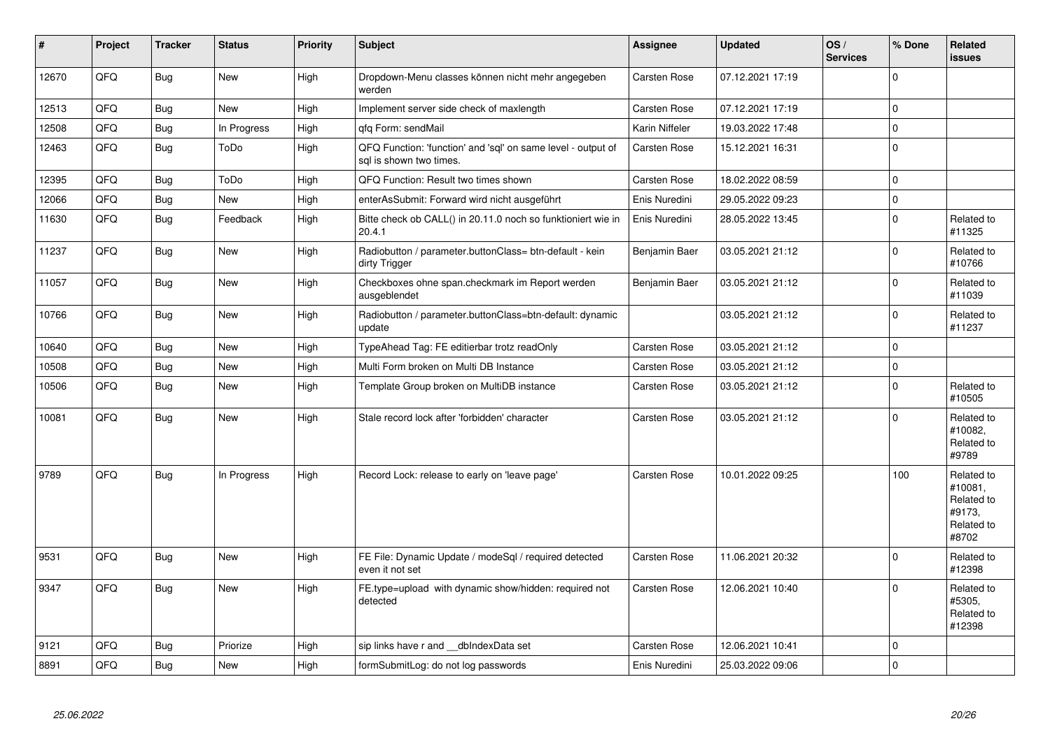| # | Project | Tracker | Status | Priority | Subject | Assignee | Updated | OS / Services | % Done | Related issues |
|---|---|---|---|---|---|---|---|---|---|---|
| 12670 | QFQ | Bug | New | High | Dropdown-Menu classes können nicht mehr angegeben werden | Carsten Rose | 07.12.2021 17:19 | | 0 | |
| 12513 | QFQ | Bug | New | High | Implement server side check of maxlength | Carsten Rose | 07.12.2021 17:19 | | 0 | |
| 12508 | QFQ | Bug | In Progress | High | qfq Form: sendMail | Karin Niffeler | 19.03.2022 17:48 | | 0 | |
| 12463 | QFQ | Bug | ToDo | High | QFQ Function: 'function' and 'sql' on same level - output of sql is shown two times. | Carsten Rose | 15.12.2021 16:31 | | 0 | |
| 12395 | QFQ | Bug | ToDo | High | QFQ Function: Result two times shown | Carsten Rose | 18.02.2022 08:59 | | 0 | |
| 12066 | QFQ | Bug | New | High | enterAsSubmit: Forward wird nicht ausgeführt | Enis Nuredini | 29.05.2022 09:23 | | 0 | |
| 11630 | QFQ | Bug | Feedback | High | Bitte check ob CALL() in 20.11.0 noch so funktioniert wie in 20.4.1 | Enis Nuredini | 28.05.2022 13:45 | | 0 | Related to #11325 |
| 11237 | QFQ | Bug | New | High | Radiobutton / parameter.buttonClass= btn-default - kein dirty Trigger | Benjamin Baer | 03.05.2021 21:12 | | 0 | Related to #10766 |
| 11057 | QFQ | Bug | New | High | Checkboxes ohne span.checkmark im Report werden ausgeblendet | Benjamin Baer | 03.05.2021 21:12 | | 0 | Related to #11039 |
| 10766 | QFQ | Bug | New | High | Radiobutton / parameter.buttonClass=btn-default: dynamic update | | 03.05.2021 21:12 | | 0 | Related to #11237 |
| 10640 | QFQ | Bug | New | High | TypeAhead Tag: FE editierbar trotz readOnly | Carsten Rose | 03.05.2021 21:12 | | 0 | |
| 10508 | QFQ | Bug | New | High | Multi Form broken on Multi DB Instance | Carsten Rose | 03.05.2021 21:12 | | 0 | |
| 10506 | QFQ | Bug | New | High | Template Group broken on MultiDB instance | Carsten Rose | 03.05.2021 21:12 | | 0 | Related to #10505 |
| 10081 | QFQ | Bug | New | High | Stale record lock after 'forbidden' character | Carsten Rose | 03.05.2021 21:12 | | 0 | Related to #10082, Related to #9789 |
| 9789 | QFQ | Bug | In Progress | High | Record Lock: release to early on 'leave page' | Carsten Rose | 10.01.2022 09:25 | | 100 | Related to #10081, Related to #9173, Related to #8702 |
| 9531 | QFQ | Bug | New | High | FE File: Dynamic Update / modeSql / required detected even it not set | Carsten Rose | 11.06.2021 20:32 | | 0 | Related to #12398 |
| 9347 | QFQ | Bug | New | High | FE.type=upload with dynamic show/hidden: required not detected | Carsten Rose | 12.06.2021 10:40 | | 0 | Related to #5305, Related to #12398 |
| 9121 | QFQ | Bug | Priorize | High | sip links have r and __dbIndexData set | Carsten Rose | 12.06.2021 10:41 | | 0 | |
| 8891 | QFQ | Bug | New | High | formSubmitLog: do not log passwords | Enis Nuredini | 25.03.2022 09:06 | | 0 | |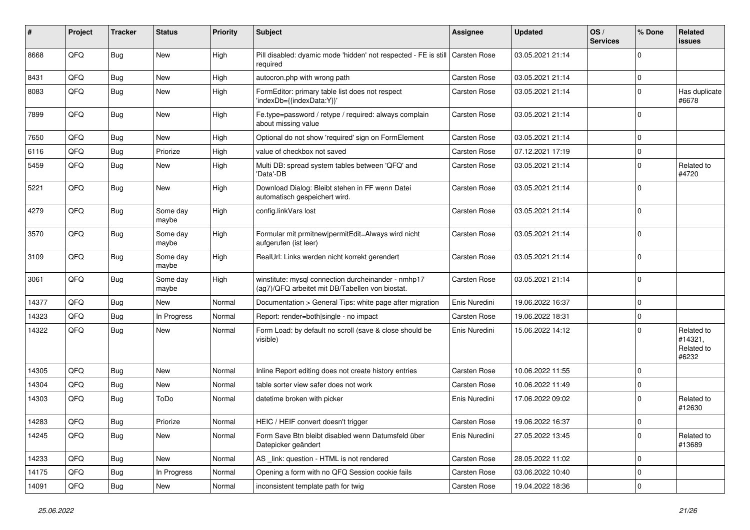| # | Project | Tracker | Status | Priority | Subject | Assignee | Updated | OS / Services | % Done | Related issues |
|---|---|---|---|---|---|---|---|---|---|---|
| 8668 | QFQ | Bug | New | High | Pill disabled: dyamic mode 'hidden' not respected - FE is still required | Carsten Rose | 03.05.2021 21:14 | | 0 | |
| 8431 | QFQ | Bug | New | High | autocron.php with wrong path | Carsten Rose | 03.05.2021 21:14 | | 0 | |
| 8083 | QFQ | Bug | New | High | FormEditor: primary table list does not respect 'indexDb={{indexData:Y}}' | Carsten Rose | 03.05.2021 21:14 | | 0 | Has duplicate #6678 |
| 7899 | QFQ | Bug | New | High | Fe.type=password / retype / required: always complain about missing value | Carsten Rose | 03.05.2021 21:14 | | 0 | |
| 7650 | QFQ | Bug | New | High | Optional do not show 'required' sign on FormElement | Carsten Rose | 03.05.2021 21:14 | | 0 | |
| 6116 | QFQ | Bug | Priorize | High | value of checkbox not saved | Carsten Rose | 07.12.2021 17:19 | | 0 | |
| 5459 | QFQ | Bug | New | High | Multi DB: spread system tables between 'QFQ' and 'Data'-DB | Carsten Rose | 03.05.2021 21:14 | | 0 | Related to #4720 |
| 5221 | QFQ | Bug | New | High | Download Dialog: Bleibt stehen in FF wenn Datei automatisch gespeichert wird. | Carsten Rose | 03.05.2021 21:14 | | 0 | |
| 4279 | QFQ | Bug | Some day maybe | High | config.linkVars lost | Carsten Rose | 03.05.2021 21:14 | | 0 | |
| 3570 | QFQ | Bug | Some day maybe | High | Formular mit prmitnew\|permitEdit=Always wird nicht aufgerufen (ist leer) | Carsten Rose | 03.05.2021 21:14 | | 0 | |
| 3109 | QFQ | Bug | Some day maybe | High | RealUrl: Links werden nicht korrekt gerendert | Carsten Rose | 03.05.2021 21:14 | | 0 | |
| 3061 | QFQ | Bug | Some day maybe | High | winstitute: mysql connection durcheinander - nmhp17 (ag7)/QFQ arbeitet mit DB/Tabellen von biostat. | Carsten Rose | 03.05.2021 21:14 | | 0 | |
| 14377 | QFQ | Bug | New | Normal | Documentation > General Tips: white page after migration | Enis Nuredini | 19.06.2022 16:37 | | 0 | |
| 14323 | QFQ | Bug | In Progress | Normal | Report: render=both\|single - no impact | Carsten Rose | 19.06.2022 18:31 | | 0 | |
| 14322 | QFQ | Bug | New | Normal | Form Load: by default no scroll (save & close should be visible) | Enis Nuredini | 15.06.2022 14:12 | | 0 | Related to #14321, Related to #6232 |
| 14305 | QFQ | Bug | New | Normal | Inline Report editing does not create history entries | Carsten Rose | 10.06.2022 11:55 | | 0 | |
| 14304 | QFQ | Bug | New | Normal | table sorter view safer does not work | Carsten Rose | 10.06.2022 11:49 | | 0 | |
| 14303 | QFQ | Bug | ToDo | Normal | datetime broken with picker | Enis Nuredini | 17.06.2022 09:02 | | 0 | Related to #12630 |
| 14283 | QFQ | Bug | Priorize | Normal | HEIC / HEIF convert doesn't trigger | Carsten Rose | 19.06.2022 16:37 | | 0 | |
| 14245 | QFQ | Bug | New | Normal | Form Save Btn bleibt disabled wenn Datumsfeld über Datepicker geändert | Enis Nuredini | 27.05.2022 13:45 | | 0 | Related to #13689 |
| 14233 | QFQ | Bug | New | Normal | AS _link: question - HTML is not rendered | Carsten Rose | 28.05.2022 11:02 | | 0 | |
| 14175 | QFQ | Bug | In Progress | Normal | Opening a form with no QFQ Session cookie fails | Carsten Rose | 03.06.2022 10:40 | | 0 | |
| 14091 | QFQ | Bug | New | Normal | inconsistent template path for twig | Carsten Rose | 19.04.2022 18:36 | | 0 | |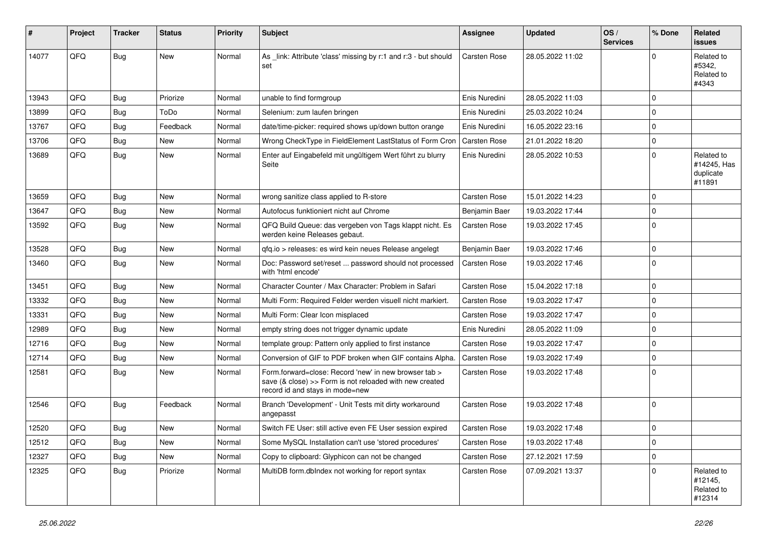| # | Project | Tracker | Status | Priority | Subject | Assignee | Updated | OS / Services | % Done | Related issues |
|---|---|---|---|---|---|---|---|---|---|---|
| 14077 | QFQ | Bug | New | Normal | As _link: Attribute 'class' missing by r:1 and r:3 - but should set | Carsten Rose | 28.05.2022 11:02 | | 0 | Related to #5342, Related to #4343 |
| 13943 | QFQ | Bug | Priorize | Normal | unable to find formgroup | Enis Nuredini | 28.05.2022 11:03 | | 0 | |
| 13899 | QFQ | Bug | ToDo | Normal | Selenium: zum laufen bringen | Enis Nuredini | 25.03.2022 10:24 | | 0 | |
| 13767 | QFQ | Bug | Feedback | Normal | date/time-picker: required shows up/down button orange | Enis Nuredini | 16.05.2022 23:16 | | 0 | |
| 13706 | QFQ | Bug | New | Normal | Wrong CheckType in FieldElement LastStatus of Form Cron | Carsten Rose | 21.01.2022 18:20 | | 0 | |
| 13689 | QFQ | Bug | New | Normal | Enter auf Eingabefeld mit ungültigem Wert führt zu blurry Seite | Enis Nuredini | 28.05.2022 10:53 | | 0 | Related to #14245, Has duplicate #11891 |
| 13659 | QFQ | Bug | New | Normal | wrong sanitize class applied to R-store | Carsten Rose | 15.01.2022 14:23 | | 0 | |
| 13647 | QFQ | Bug | New | Normal | Autofocus funktioniert nicht auf Chrome | Benjamin Baer | 19.03.2022 17:44 | | 0 | |
| 13592 | QFQ | Bug | New | Normal | QFQ Build Queue: das vergeben von Tags klappt nicht. Es werden keine Releases gebaut. | Carsten Rose | 19.03.2022 17:45 | | 0 | |
| 13528 | QFQ | Bug | New | Normal | qfq.io > releases: es wird kein neues Release angelegt | Benjamin Baer | 19.03.2022 17:46 | | 0 | |
| 13460 | QFQ | Bug | New | Normal | Doc: Password set/reset ... password should not processed with 'html encode' | Carsten Rose | 19.03.2022 17:46 | | 0 | |
| 13451 | QFQ | Bug | New | Normal | Character Counter / Max Character: Problem in Safari | Carsten Rose | 15.04.2022 17:18 | | 0 | |
| 13332 | QFQ | Bug | New | Normal | Multi Form: Required Felder werden visuell nicht markiert. | Carsten Rose | 19.03.2022 17:47 | | 0 | |
| 13331 | QFQ | Bug | New | Normal | Multi Form: Clear Icon misplaced | Carsten Rose | 19.03.2022 17:47 | | 0 | |
| 12989 | QFQ | Bug | New | Normal | empty string does not trigger dynamic update | Enis Nuredini | 28.05.2022 11:09 | | 0 | |
| 12716 | QFQ | Bug | New | Normal | template group: Pattern only applied to first instance | Carsten Rose | 19.03.2022 17:47 | | 0 | |
| 12714 | QFQ | Bug | New | Normal | Conversion of GIF to PDF broken when GIF contains Alpha. | Carsten Rose | 19.03.2022 17:49 | | 0 | |
| 12581 | QFQ | Bug | New | Normal | Form.forward=close: Record 'new' in new browser tab > save (& close) >> Form is not reloaded with new created record id and stays in mode=new | Carsten Rose | 19.03.2022 17:48 | | 0 | |
| 12546 | QFQ | Bug | Feedback | Normal | Branch 'Development' - Unit Tests mit dirty workaround angepasst | Carsten Rose | 19.03.2022 17:48 | | 0 | |
| 12520 | QFQ | Bug | New | Normal | Switch FE User: still active even FE User session expired | Carsten Rose | 19.03.2022 17:48 | | 0 | |
| 12512 | QFQ | Bug | New | Normal | Some MySQL Installation can't use 'stored procedures' | Carsten Rose | 19.03.2022 17:48 | | 0 | |
| 12327 | QFQ | Bug | New | Normal | Copy to clipboard: Glyphicon can not be changed | Carsten Rose | 27.12.2021 17:59 | | 0 | |
| 12325 | QFQ | Bug | Priorize | Normal | MultiDB form.dbIndex not working for report syntax | Carsten Rose | 07.09.2021 13:37 | | 0 | Related to #12145, Related to #12314 |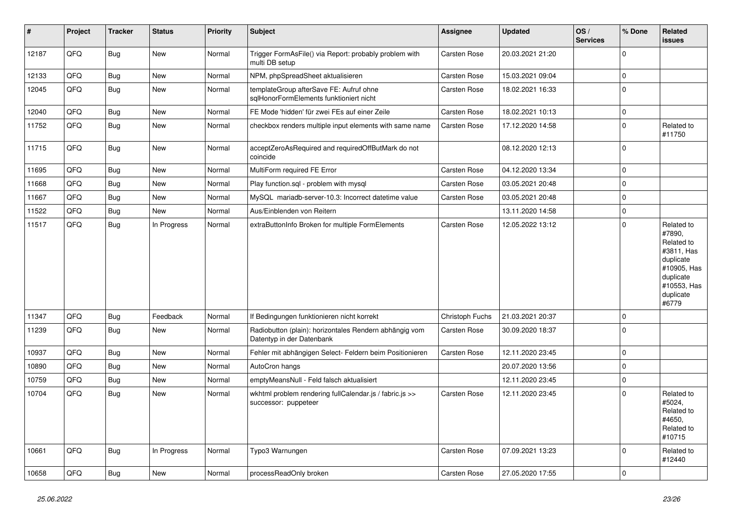| # | Project | Tracker | Status | Priority | Subject | Assignee | Updated | OS / Services | % Done | Related issues |
|---|---|---|---|---|---|---|---|---|---|---|
| 12187 | QFQ | Bug | New | Normal | Trigger FormAsFile() via Report: probably problem with multi DB setup | Carsten Rose | 20.03.2021 21:20 | | 0 | |
| 12133 | QFQ | Bug | New | Normal | NPM, phpSpreadSheet aktualisieren | Carsten Rose | 15.03.2021 09:04 | | 0 | |
| 12045 | QFQ | Bug | New | Normal | templateGroup afterSave FE: Aufruf ohne sqlHonorFormElements funktioniert nicht | Carsten Rose | 18.02.2021 16:33 | | 0 | |
| 12040 | QFQ | Bug | New | Normal | FE Mode 'hidden' für zwei FEs auf einer Zeile | Carsten Rose | 18.02.2021 10:13 | | 0 | |
| 11752 | QFQ | Bug | New | Normal | checkbox renders multiple input elements with same name | Carsten Rose | 17.12.2020 14:58 | | 0 | Related to #11750 |
| 11715 | QFQ | Bug | New | Normal | acceptZeroAsRequired and requiredOffButMark do not coincide | | 08.12.2020 12:13 | | 0 | |
| 11695 | QFQ | Bug | New | Normal | MultiForm required FE Error | Carsten Rose | 04.12.2020 13:34 | | 0 | |
| 11668 | QFQ | Bug | New | Normal | Play function.sql - problem with mysql | Carsten Rose | 03.05.2021 20:48 | | 0 | |
| 11667 | QFQ | Bug | New | Normal | MySQL mariadb-server-10.3: Incorrect datetime value | Carsten Rose | 03.05.2021 20:48 | | 0 | |
| 11522 | QFQ | Bug | New | Normal | Aus/Einblenden von Reitern | | 13.11.2020 14:58 | | 0 | |
| 11517 | QFQ | Bug | In Progress | Normal | extraButtonInfo Broken for multiple FormElements | Carsten Rose | 12.05.2022 13:12 | | 0 | Related to #7890, Related to #3811, Has duplicate #10905, Has duplicate #10553, Has duplicate #6779 |
| 11347 | QFQ | Bug | Feedback | Normal | If Bedingungen funktionieren nicht korrekt | Christoph Fuchs | 21.03.2021 20:37 | | 0 | |
| 11239 | QFQ | Bug | New | Normal | Radiobutton (plain): horizontales Rendern abhängig vom Datentyp in der Datenbank | Carsten Rose | 30.09.2020 18:37 | | 0 | |
| 10937 | QFQ | Bug | New | Normal | Fehler mit abhängigen Select- Feldern beim Positionieren | Carsten Rose | 12.11.2020 23:45 | | 0 | |
| 10890 | QFQ | Bug | New | Normal | AutoCron hangs | | 20.07.2020 13:56 | | 0 | |
| 10759 | QFQ | Bug | New | Normal | emptyMeansNull - Feld falsch aktualisiert | | 12.11.2020 23:45 | | 0 | |
| 10704 | QFQ | Bug | New | Normal | wkhtml problem rendering fullCalendar.js / fabric.js >> successor: puppeteer | Carsten Rose | 12.11.2020 23:45 | | 0 | Related to #5024, Related to #4650, Related to #10715 |
| 10661 | QFQ | Bug | In Progress | Normal | Typo3 Warnungen | Carsten Rose | 07.09.2021 13:23 | | 0 | Related to #12440 |
| 10658 | QFQ | Bug | New | Normal | processReadOnly broken | Carsten Rose | 27.05.2020 17:55 | | 0 | |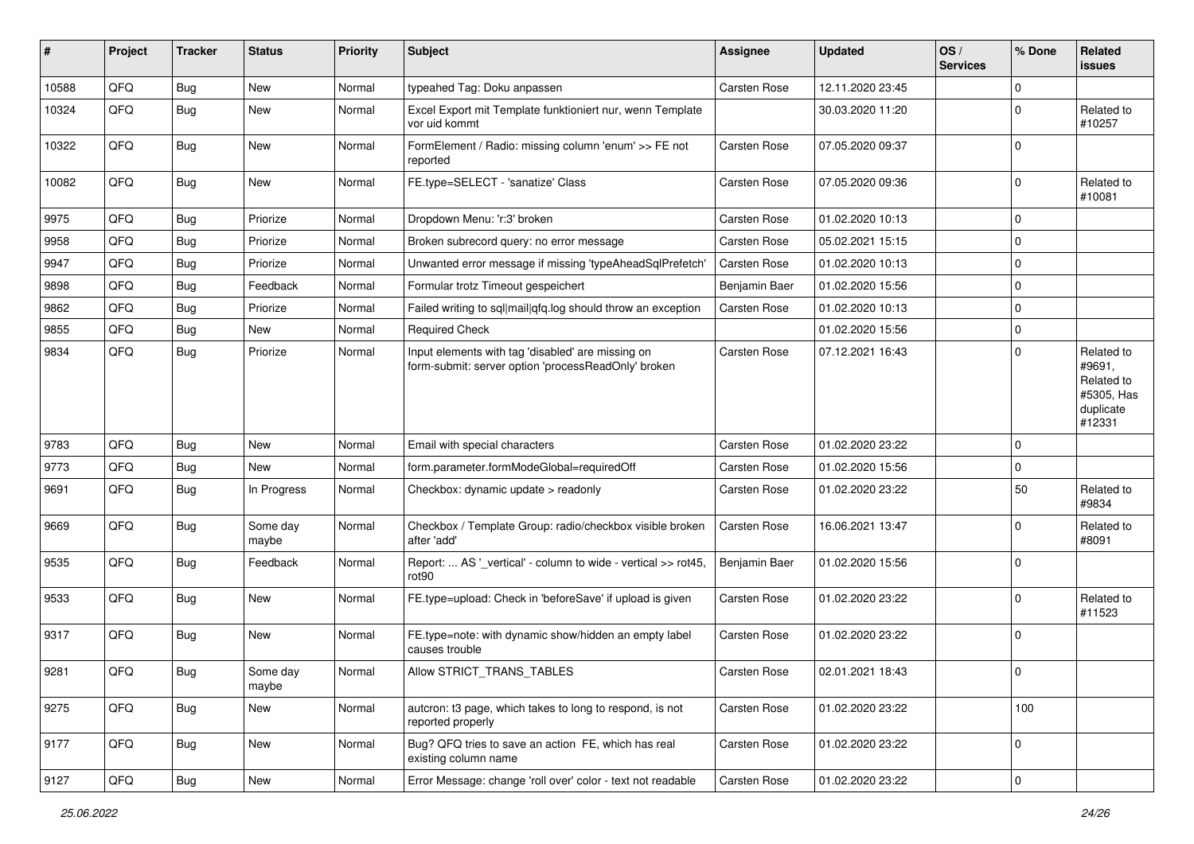| # | Project | Tracker | Status | Priority | Subject | Assignee | Updated | OS / Services | % Done | Related issues |
|---|---|---|---|---|---|---|---|---|---|---|
| 10588 | QFQ | Bug | New | Normal | typeahed Tag: Doku anpassen | Carsten Rose | 12.11.2020 23:45 | | 0 | |
| 10324 | QFQ | Bug | New | Normal | Excel Export mit Template funktioniert nur, wenn Template vor uid kommt | | 30.03.2020 11:20 | | 0 | Related to #10257 |
| 10322 | QFQ | Bug | New | Normal | FormElement / Radio: missing column 'enum' >> FE not reported | Carsten Rose | 07.05.2020 09:37 | | 0 | |
| 10082 | QFQ | Bug | New | Normal | FE.type=SELECT - 'sanatize' Class | Carsten Rose | 07.05.2020 09:36 | | 0 | Related to #10081 |
| 9975 | QFQ | Bug | Priorize | Normal | Dropdown Menu: 'r:3' broken | Carsten Rose | 01.02.2020 10:13 | | 0 | |
| 9958 | QFQ | Bug | Priorize | Normal | Broken subrecord query: no error message | Carsten Rose | 05.02.2021 15:15 | | 0 | |
| 9947 | QFQ | Bug | Priorize | Normal | Unwanted error message if missing 'typeAheadSqlPrefetch' | Carsten Rose | 01.02.2020 10:13 | | 0 | |
| 9898 | QFQ | Bug | Feedback | Normal | Formular trotz Timeout gespeichert | Benjamin Baer | 01.02.2020 15:56 | | 0 | |
| 9862 | QFQ | Bug | Priorize | Normal | Failed writing to sql\|mail\|qfq.log should throw an exception | Carsten Rose | 01.02.2020 10:13 | | 0 | |
| 9855 | QFQ | Bug | New | Normal | Required Check | | 01.02.2020 15:56 | | 0 | |
| 9834 | QFQ | Bug | Priorize | Normal | Input elements with tag 'disabled' are missing on form-submit: server option 'processReadOnly' broken | Carsten Rose | 07.12.2021 16:43 | | 0 | Related to #9691, Related to #5305, Has duplicate #12331 |
| 9783 | QFQ | Bug | New | Normal | Email with special characters | Carsten Rose | 01.02.2020 23:22 | | 0 | |
| 9773 | QFQ | Bug | New | Normal | form.parameter.formModeGlobal=requiredOff | Carsten Rose | 01.02.2020 15:56 | | 0 | |
| 9691 | QFQ | Bug | In Progress | Normal | Checkbox: dynamic update > readonly | Carsten Rose | 01.02.2020 23:22 | | 50 | Related to #9834 |
| 9669 | QFQ | Bug | Some day maybe | Normal | Checkbox / Template Group: radio/checkbox visible broken after 'add' | Carsten Rose | 16.06.2021 13:47 | | 0 | Related to #8091 |
| 9535 | QFQ | Bug | Feedback | Normal | Report: ... AS '_vertical' - column to wide - vertical >> rot45, rot90 | Benjamin Baer | 01.02.2020 15:56 | | 0 | |
| 9533 | QFQ | Bug | New | Normal | FE.type=upload: Check in 'beforeSave' if upload is given | Carsten Rose | 01.02.2020 23:22 | | 0 | Related to #11523 |
| 9317 | QFQ | Bug | New | Normal | FE.type=note: with dynamic show/hidden an empty label causes trouble | Carsten Rose | 01.02.2020 23:22 | | 0 | |
| 9281 | QFQ | Bug | Some day maybe | Normal | Allow STRICT_TRANS_TABLES | Carsten Rose | 02.01.2021 18:43 | | 0 | |
| 9275 | QFQ | Bug | New | Normal | autcron: t3 page, which takes to long to respond, is not reported properly | Carsten Rose | 01.02.2020 23:22 | | 100 | |
| 9177 | QFQ | Bug | New | Normal | Bug? QFQ tries to save an action FE, which has real existing column name | Carsten Rose | 01.02.2020 23:22 | | 0 | |
| 9127 | QFQ | Bug | New | Normal | Error Message: change 'roll over' color - text not readable | Carsten Rose | 01.02.2020 23:22 | | 0 | |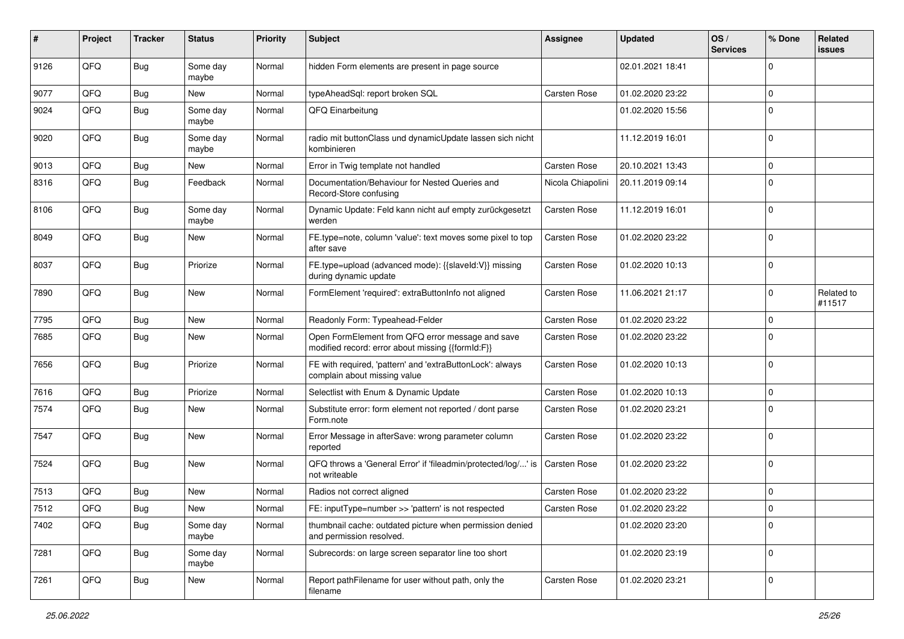| # | Project | Tracker | Status | Priority | Subject | Assignee | Updated | OS / Services | % Done | Related issues |
| --- | --- | --- | --- | --- | --- | --- | --- | --- | --- | --- |
| 9126 | QFQ | Bug | Some day maybe | Normal | hidden Form elements are present in page source | | 02.01.2021 18:41 | | 0 | |
| 9077 | QFQ | Bug | New | Normal | typeAheadSql: report broken SQL | Carsten Rose | 01.02.2020 23:22 | | 0 | |
| 9024 | QFQ | Bug | Some day maybe | Normal | QFQ Einarbeitung | | 01.02.2020 15:56 | | 0 | |
| 9020 | QFQ | Bug | Some day maybe | Normal | radio mit buttonClass und dynamicUpdate lassen sich nicht kombinieren | | 11.12.2019 16:01 | | 0 | |
| 9013 | QFQ | Bug | New | Normal | Error in Twig template not handled | Carsten Rose | 20.10.2021 13:43 | | 0 | |
| 8316 | QFQ | Bug | Feedback | Normal | Documentation/Behaviour for Nested Queries and Record-Store confusing | Nicola Chiapolini | 20.11.2019 09:14 | | 0 | |
| 8106 | QFQ | Bug | Some day maybe | Normal | Dynamic Update: Feld kann nicht auf empty zurückgesetzt werden | Carsten Rose | 11.12.2019 16:01 | | 0 | |
| 8049 | QFQ | Bug | New | Normal | FE.type=note, column 'value': text moves some pixel to top after save | Carsten Rose | 01.02.2020 23:22 | | 0 | |
| 8037 | QFQ | Bug | Priorize | Normal | FE.type=upload (advanced mode): {{slaveId:V}} missing during dynamic update | Carsten Rose | 01.02.2020 10:13 | | 0 | |
| 7890 | QFQ | Bug | New | Normal | FormElement 'required': extraButtonInfo not aligned | Carsten Rose | 11.06.2021 21:17 | | 0 | Related to #11517 |
| 7795 | QFQ | Bug | New | Normal | Readonly Form: Typeahead-Felder | Carsten Rose | 01.02.2020 23:22 | | 0 | |
| 7685 | QFQ | Bug | New | Normal | Open FormElement from QFQ error message and save modified record: error about missing {{formId:F}} | Carsten Rose | 01.02.2020 23:22 | | 0 | |
| 7656 | QFQ | Bug | Priorize | Normal | FE with required, 'pattern' and 'extraButtonLock': always complain about missing value | Carsten Rose | 01.02.2020 10:13 | | 0 | |
| 7616 | QFQ | Bug | Priorize | Normal | Selectlist with Enum & Dynamic Update | Carsten Rose | 01.02.2020 10:13 | | 0 | |
| 7574 | QFQ | Bug | New | Normal | Substitute error: form element not reported / dont parse Form.note | Carsten Rose | 01.02.2020 23:21 | | 0 | |
| 7547 | QFQ | Bug | New | Normal | Error Message in afterSave: wrong parameter column reported | Carsten Rose | 01.02.2020 23:22 | | 0 | |
| 7524 | QFQ | Bug | New | Normal | QFQ throws a 'General Error' if 'fileadmin/protected/log/...' is not writeable | Carsten Rose | 01.02.2020 23:22 | | 0 | |
| 7513 | QFQ | Bug | New | Normal | Radios not correct aligned | Carsten Rose | 01.02.2020 23:22 | | 0 | |
| 7512 | QFQ | Bug | New | Normal | FE: inputType=number >> 'pattern' is not respected | Carsten Rose | 01.02.2020 23:22 | | 0 | |
| 7402 | QFQ | Bug | Some day maybe | Normal | thumbnail cache: outdated picture when permission denied and permission resolved. | | 01.02.2020 23:20 | | 0 | |
| 7281 | QFQ | Bug | Some day maybe | Normal | Subrecords: on large screen separator line too short | | 01.02.2020 23:19 | | 0 | |
| 7261 | QFQ | Bug | New | Normal | Report pathFilename for user without path, only the filename | Carsten Rose | 01.02.2020 23:21 | | 0 | |

25.06.2022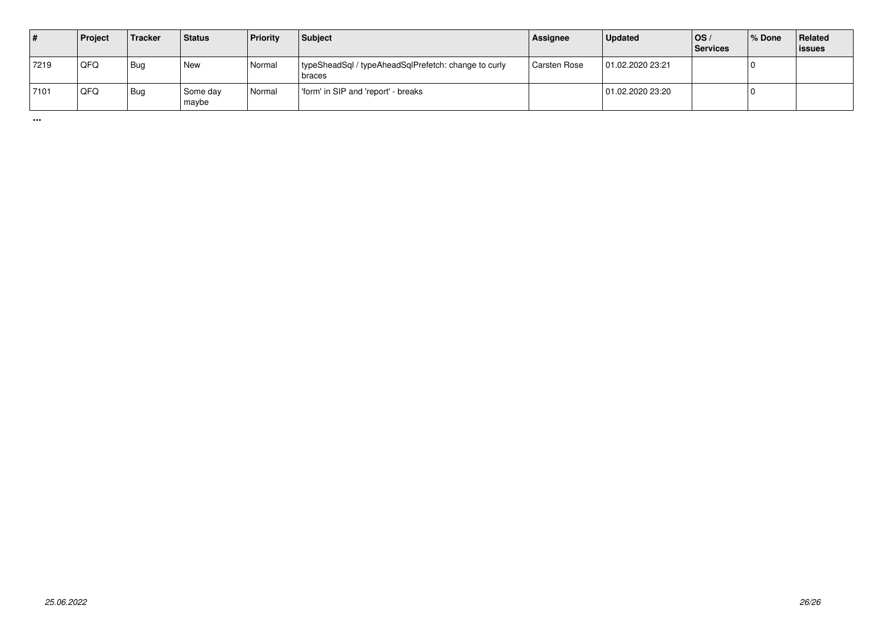| # | Project | Tracker | Status | Priority | Subject | Assignee | Updated | OS / Services | % Done | Related issues |
|---|---|---|---|---|---|---|---|---|---|---|
| 7219 | QFQ | Bug | New | Normal | typeSheadSql / typeAheadSqlPrefetch: change to curly braces | Carsten Rose | 01.02.2020 23:21 | | 0 | |
| 7101 | QFQ | Bug | Some day maybe | Normal | 'form' in SIP and 'report' - breaks | | 01.02.2020 23:20 | | 0 | |

**...**